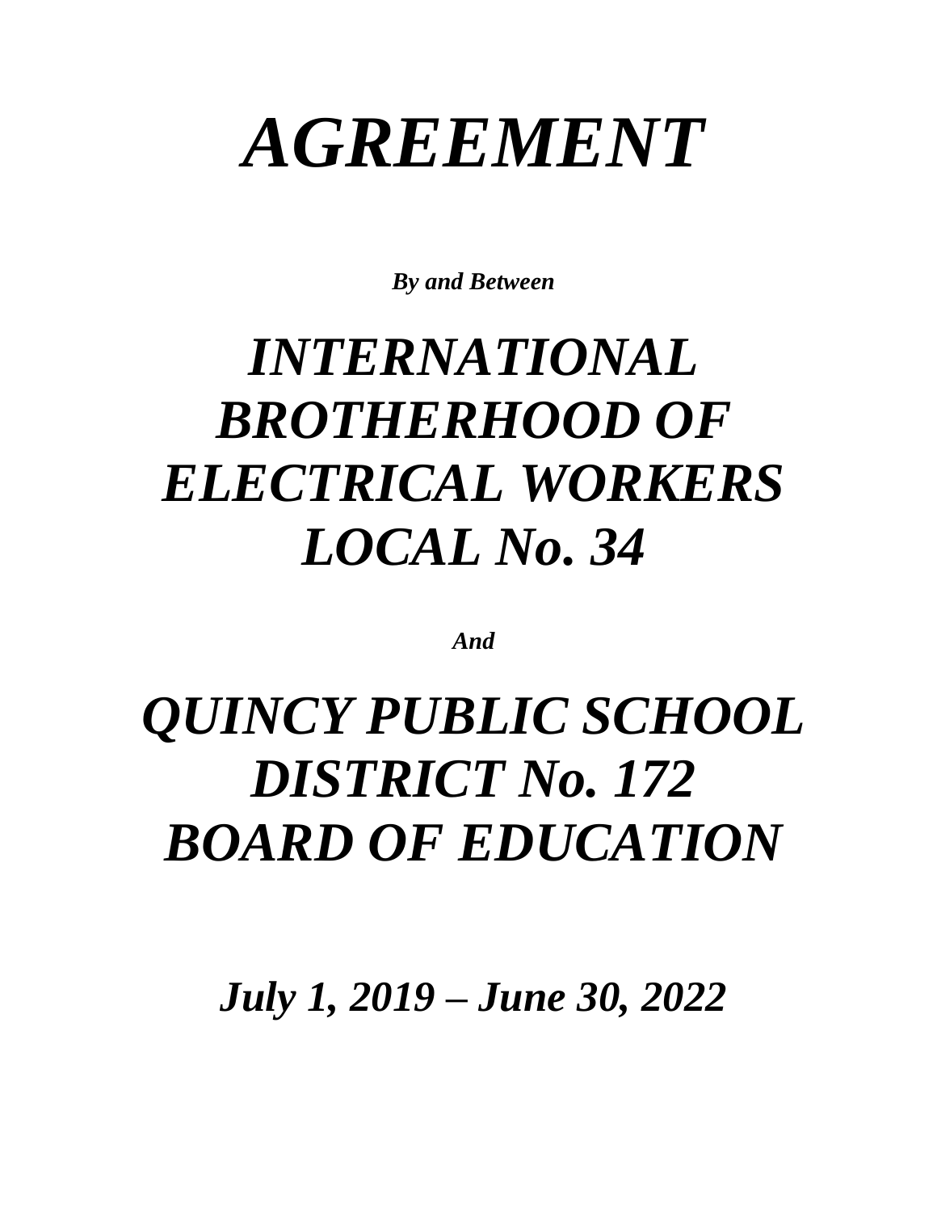# *AGREEMENT*

***By and Between***

## *INTERNATIONAL BROTHERHOOD OF ELECTRICAL WORKERS LOCAL No. 34*

***And***

## *QUINCY PUBLIC SCHOOL DISTRICT No. 172 BOARD OF EDUCATION*

***July 1, 2019 – June 30, 2022***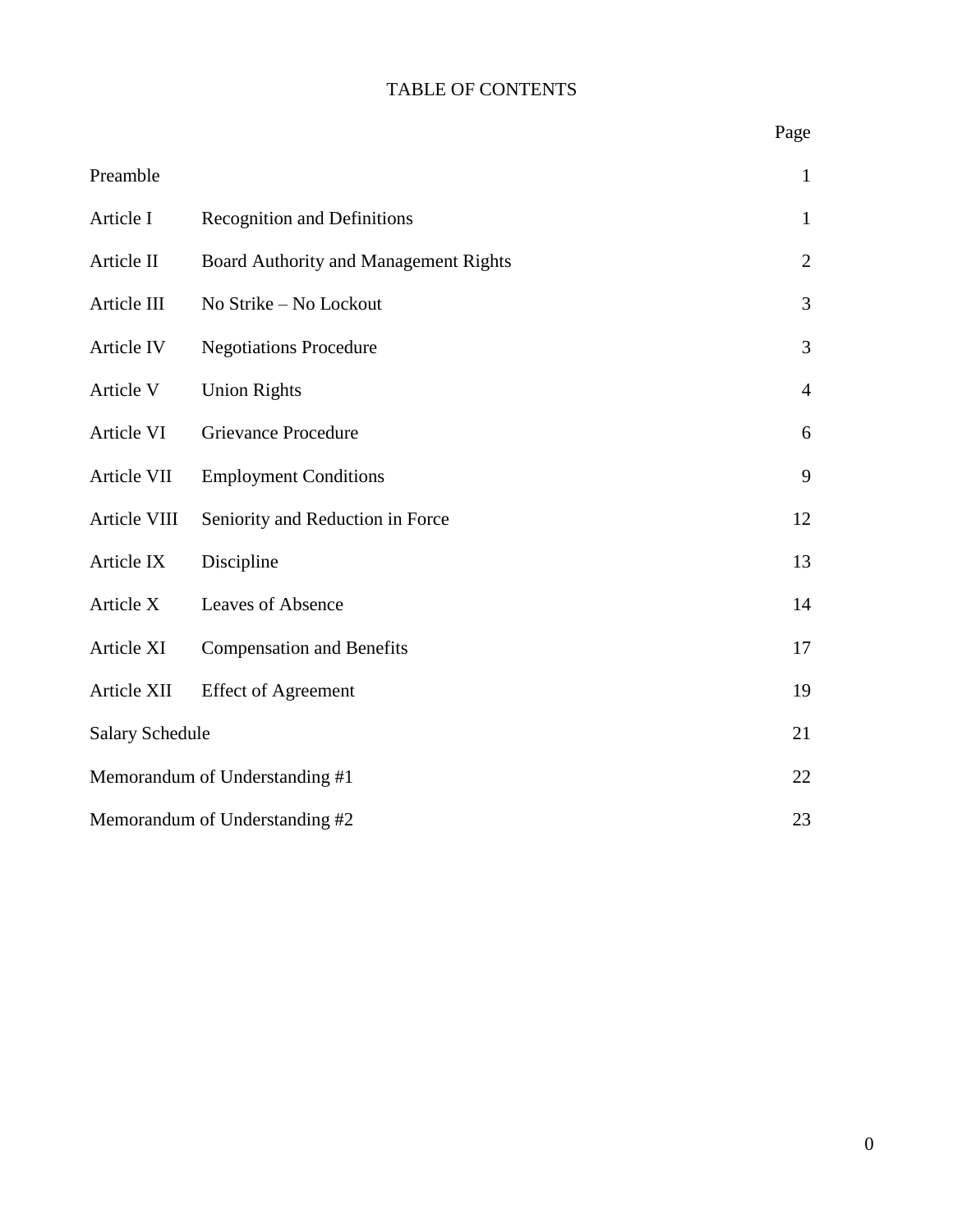# TABLE OF CONTENTS

| | | Page |
|---|---|---|
| Preamble | | 1 |
| Article I | Recognition and Definitions | 1 |
| Article II | Board Authority and Management Rights | 2 |
| Article III | No Strike – No Lockout | 3 |
| Article IV | Negotiations Procedure | 3 |
| Article V | Union Rights | 4 |
| Article VI | Grievance Procedure | 6 |
| Article VII | Employment Conditions | 9 |
| Article VIII | Seniority and Reduction in Force | 12 |
| Article IX | Discipline | 13 |
| Article X | Leaves of Absence | 14 |
| Article XI | Compensation and Benefits | 17 |
| Article XII | Effect of Agreement | 19 |
| Salary Schedule | | 21 |
| Memorandum of Understanding #1 | | 22 |
| Memorandum of Understanding #2 | | 23 |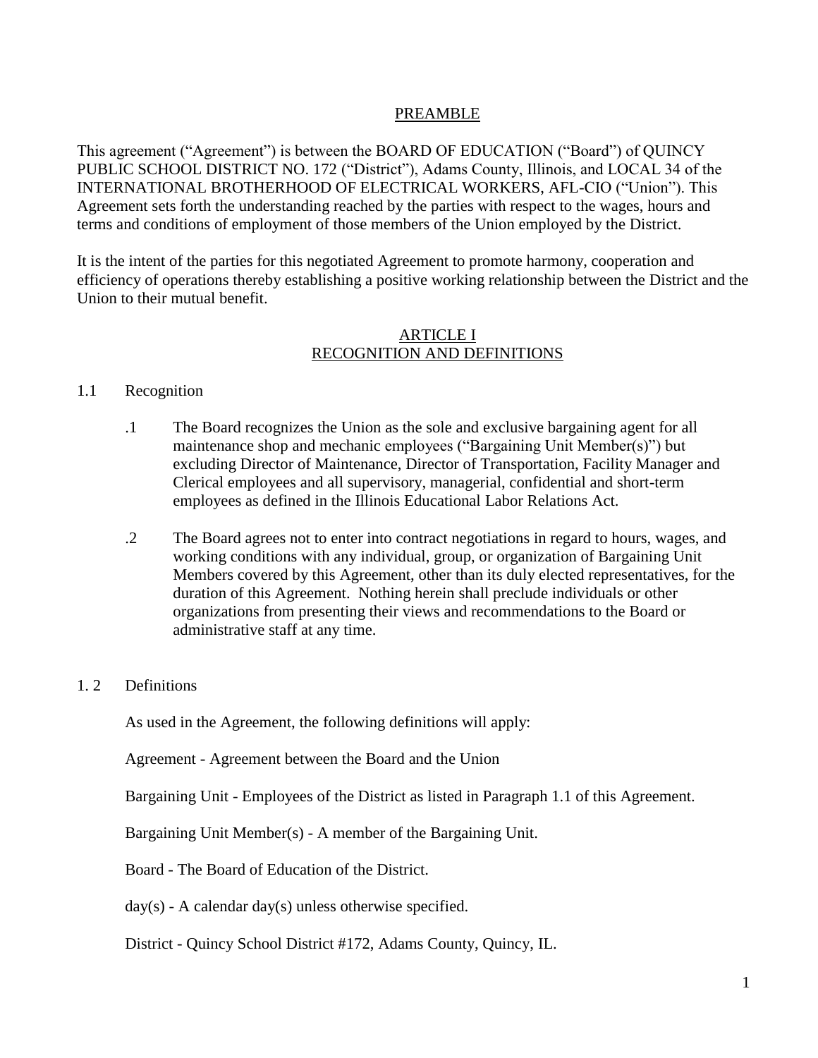## PREAMBLE

This agreement ("Agreement") is between the BOARD OF EDUCATION ("Board") of QUINCY PUBLIC SCHOOL DISTRICT NO. 172 ("District"), Adams County, Illinois, and LOCAL 34 of the INTERNATIONAL BROTHERHOOD OF ELECTRICAL WORKERS, AFL-CIO ("Union"). This Agreement sets forth the understanding reached by the parties with respect to the wages, hours and terms and conditions of employment of those members of the Union employed by the District.

It is the intent of the parties for this negotiated Agreement to promote harmony, cooperation and efficiency of operations thereby establishing a positive working relationship between the District and the Union to their mutual benefit.

## ARTICLE I
## RECOGNITION AND DEFINITIONS

1.1 Recognition

.1 The Board recognizes the Union as the sole and exclusive bargaining agent for all maintenance shop and mechanic employees ("Bargaining Unit Member(s)") but excluding Director of Maintenance, Director of Transportation, Facility Manager and Clerical employees and all supervisory, managerial, confidential and short-term employees as defined in the Illinois Educational Labor Relations Act.

.2 The Board agrees not to enter into contract negotiations in regard to hours, wages, and working conditions with any individual, group, or organization of Bargaining Unit Members covered by this Agreement, other than its duly elected representatives, for the duration of this Agreement. Nothing herein shall preclude individuals or other organizations from presenting their views and recommendations to the Board or administrative staff at any time.

1. 2 Definitions

As used in the Agreement, the following definitions will apply:

Agreement - Agreement between the Board and the Union

Bargaining Unit - Employees of the District as listed in Paragraph 1.1 of this Agreement.

Bargaining Unit Member(s) - A member of the Bargaining Unit.

Board - The Board of Education of the District.

day(s) - A calendar day(s) unless otherwise specified.

District - Quincy School District #172, Adams County, Quincy, IL.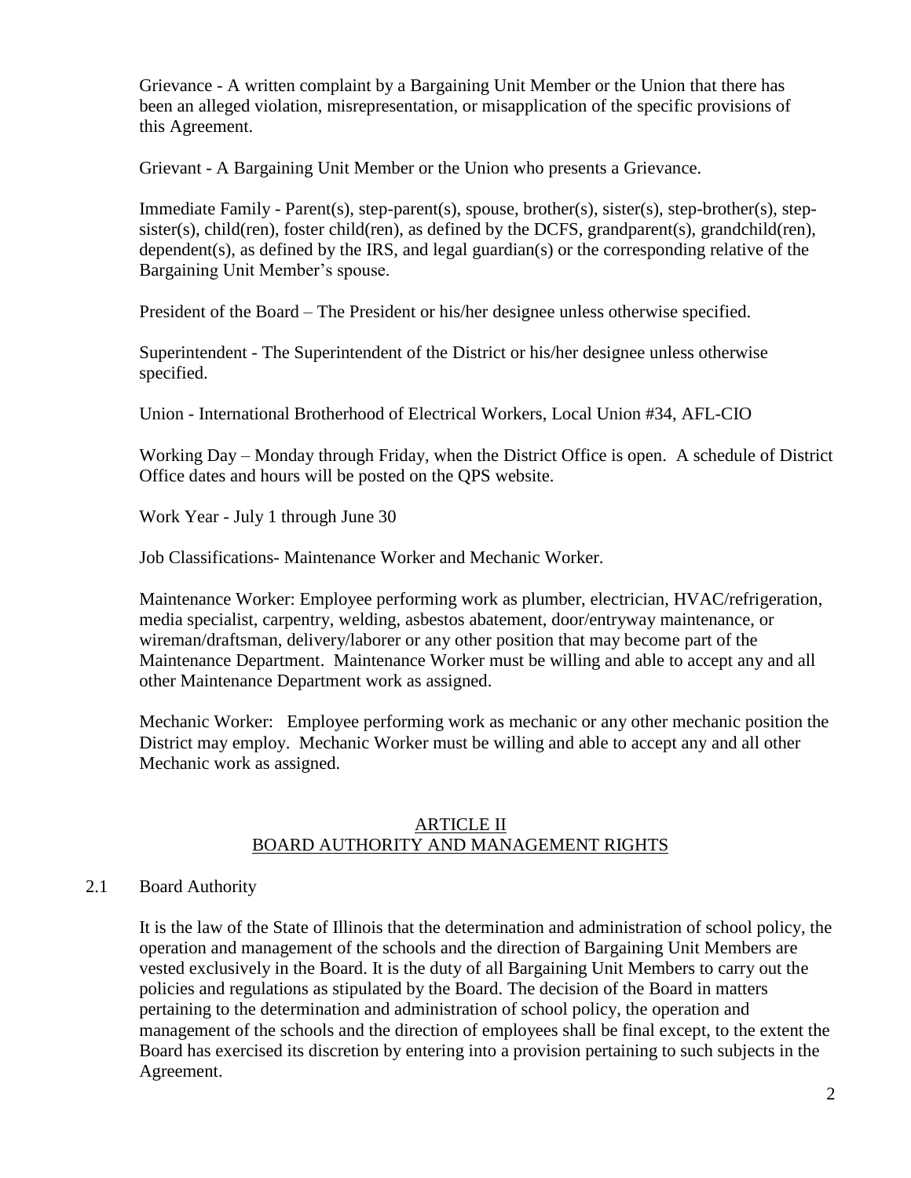Grievance - A written complaint by a Bargaining Unit Member or the Union that there has been an alleged violation, misrepresentation, or misapplication of the specific provisions of this Agreement.

Grievant - A Bargaining Unit Member or the Union who presents a Grievance.

Immediate Family - Parent(s), step-parent(s), spouse, brother(s), sister(s), step-brother(s), step-sister(s), child(ren), foster child(ren), as defined by the DCFS, grandparent(s), grandchild(ren), dependent(s), as defined by the IRS, and legal guardian(s) or the corresponding relative of the Bargaining Unit Member's spouse.

President of the Board – The President or his/her designee unless otherwise specified.

Superintendent - The Superintendent of the District or his/her designee unless otherwise specified.

Union - International Brotherhood of Electrical Workers, Local Union #34, AFL-CIO

Working Day – Monday through Friday, when the District Office is open. A schedule of District Office dates and hours will be posted on the QPS website.

Work Year - July 1 through June 30

Job Classifications- Maintenance Worker and Mechanic Worker.

Maintenance Worker: Employee performing work as plumber, electrician, HVAC/refrigeration, media specialist, carpentry, welding, asbestos abatement, door/entryway maintenance, or wireman/draftsman, delivery/laborer or any other position that may become part of the Maintenance Department. Maintenance Worker must be willing and able to accept any and all other Maintenance Department work as assigned.

Mechanic Worker: Employee performing work as mechanic or any other mechanic position the District may employ. Mechanic Worker must be willing and able to accept any and all other Mechanic work as assigned.

## ARTICLE II
## BOARD AUTHORITY AND MANAGEMENT RIGHTS

2.1 Board Authority

It is the law of the State of Illinois that the determination and administration of school policy, the operation and management of the schools and the direction of Bargaining Unit Members are vested exclusively in the Board. It is the duty of all Bargaining Unit Members to carry out the policies and regulations as stipulated by the Board. The decision of the Board in matters pertaining to the determination and administration of school policy, the operation and management of the schools and the direction of employees shall be final except, to the extent the Board has exercised its discretion by entering into a provision pertaining to such subjects in the Agreement.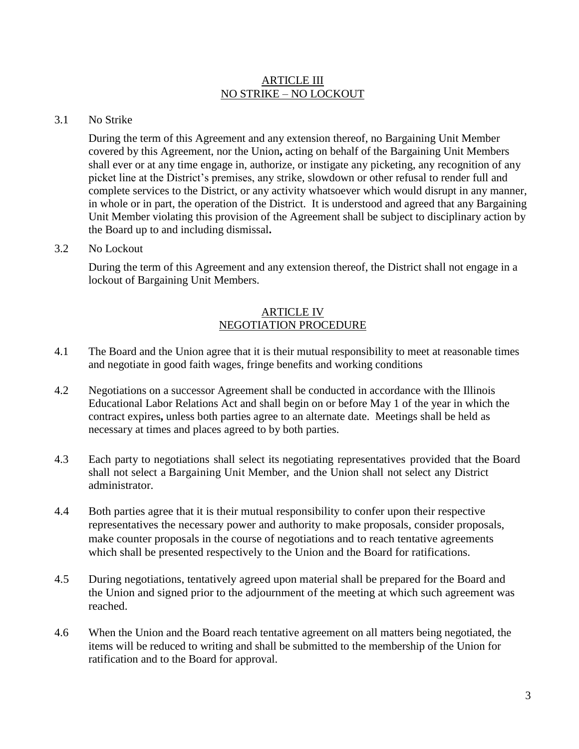## ARTICLE III
## NO STRIKE – NO LOCKOUT

3.1 No Strike

During the term of this Agreement and any extension thereof, no Bargaining Unit Member covered by this Agreement, nor the Union**,** acting on behalf of the Bargaining Unit Members shall ever or at any time engage in, authorize, or instigate any picketing, any recognition of any picket line at the District's premises, any strike, slowdown or other refusal to render full and complete services to the District, or any activity whatsoever which would disrupt in any manner, in whole or in part, the operation of the District. It is understood and agreed that any Bargaining Unit Member violating this provision of the Agreement shall be subject to disciplinary action by the Board up to and including dismissal**.**

3.2 No Lockout

During the term of this Agreement and any extension thereof, the District shall not engage in a lockout of Bargaining Unit Members.

## ARTICLE IV
## NEGOTIATION PROCEDURE

4.1 The Board and the Union agree that it is their mutual responsibility to meet at reasonable times and negotiate in good faith wages, fringe benefits and working conditions

4.2 Negotiations on a successor Agreement shall be conducted in accordance with the Illinois Educational Labor Relations Act and shall begin on or before May 1 of the year in which the contract expires**,** unless both parties agree to an alternate date. Meetings shall be held as necessary at times and places agreed to by both parties.

4.3 Each party to negotiations shall select its negotiating representatives provided that the Board shall not select a Bargaining Unit Member, and the Union shall not select any District administrator.

4.4 Both parties agree that it is their mutual responsibility to confer upon their respective representatives the necessary power and authority to make proposals, consider proposals, make counter proposals in the course of negotiations and to reach tentative agreements which shall be presented respectively to the Union and the Board for ratifications.

4.5 During negotiations, tentatively agreed upon material shall be prepared for the Board and the Union and signed prior to the adjournment of the meeting at which such agreement was reached.

4.6 When the Union and the Board reach tentative agreement on all matters being negotiated, the items will be reduced to writing and shall be submitted to the membership of the Union for ratification and to the Board for approval.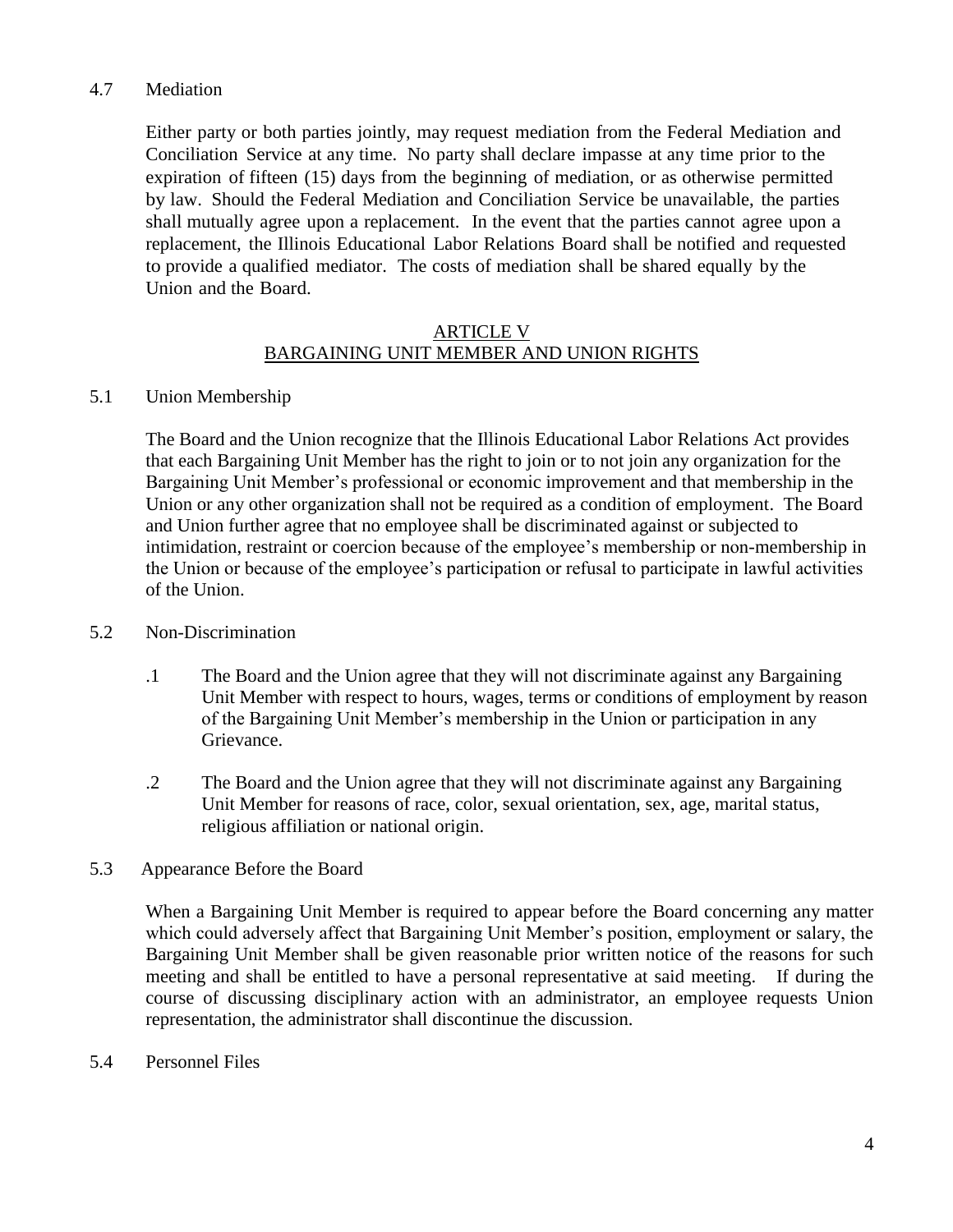## 4.7 Mediation

Either party or both parties jointly, may request mediation from the Federal Mediation and Conciliation Service at any time. No party shall declare impasse at any time prior to the expiration of fifteen (15) days from the beginning of mediation, or as otherwise permitted by law. Should the Federal Mediation and Conciliation Service be unavailable, the parties shall mutually agree upon a replacement. In the event that the parties cannot agree upon a replacement, the Illinois Educational Labor Relations Board shall be notified and requested to provide a qualified mediator. The costs of mediation shall be shared equally by the Union and the Board.

# ARTICLE V
# BARGAINING UNIT MEMBER AND UNION RIGHTS

## 5.1 Union Membership

The Board and the Union recognize that the Illinois Educational Labor Relations Act provides that each Bargaining Unit Member has the right to join or to not join any organization for the Bargaining Unit Member's professional or economic improvement and that membership in the Union or any other organization shall not be required as a condition of employment. The Board and Union further agree that no employee shall be discriminated against or subjected to intimidation, restraint or coercion because of the employee's membership or non-membership in the Union or because of the employee's participation or refusal to participate in lawful activities of the Union.

## 5.2 Non-Discrimination

.1 The Board and the Union agree that they will not discriminate against any Bargaining Unit Member with respect to hours, wages, terms or conditions of employment by reason of the Bargaining Unit Member's membership in the Union or participation in any Grievance.

.2 The Board and the Union agree that they will not discriminate against any Bargaining Unit Member for reasons of race, color, sexual orientation, sex, age, marital status, religious affiliation or national origin.

## 5.3 Appearance Before the Board

When a Bargaining Unit Member is required to appear before the Board concerning any matter which could adversely affect that Bargaining Unit Member's position, employment or salary, the Bargaining Unit Member shall be given reasonable prior written notice of the reasons for such meeting and shall be entitled to have a personal representative at said meeting. If during the course of discussing disciplinary action with an administrator, an employee requests Union representation, the administrator shall discontinue the discussion.

## 5.4 Personnel Files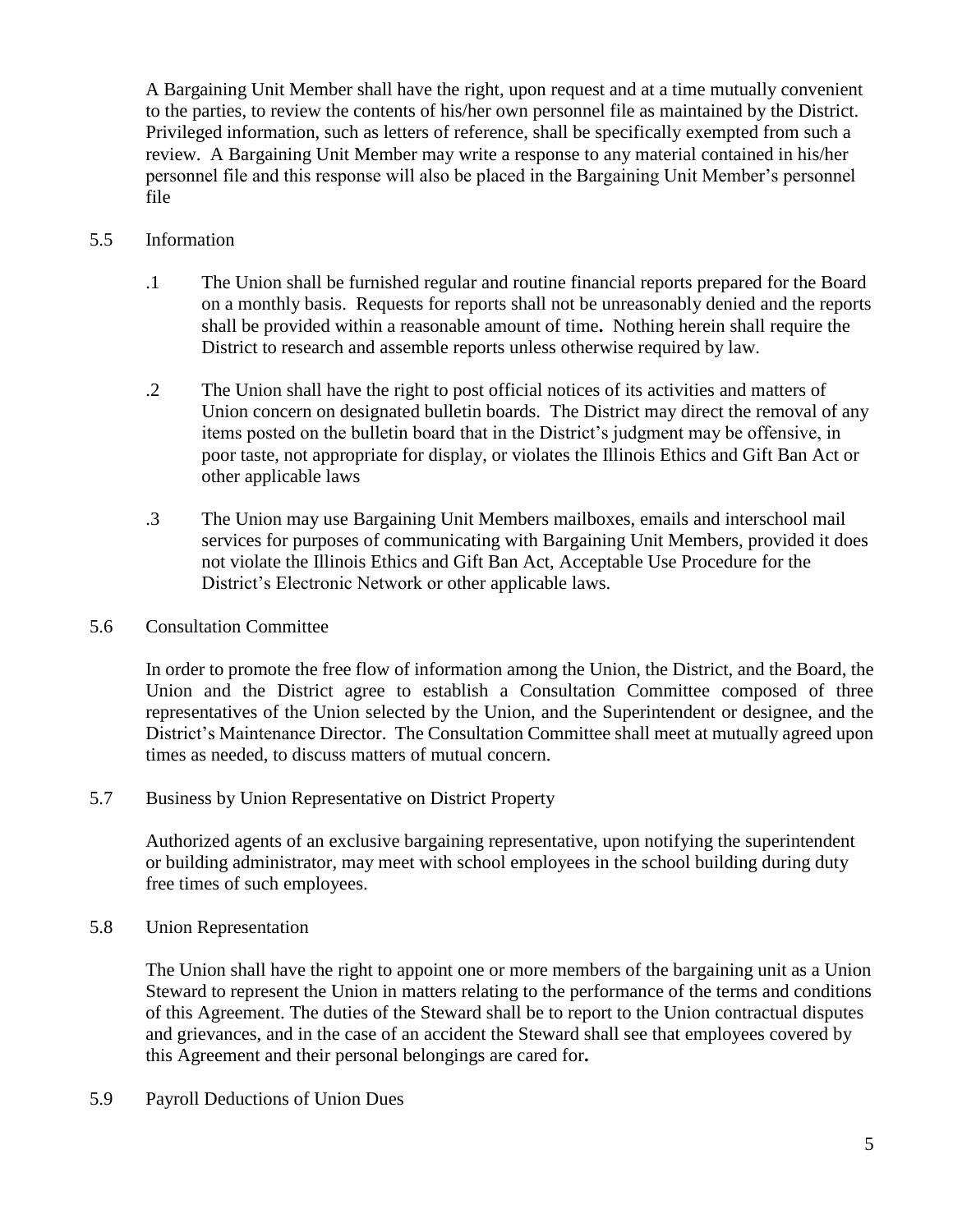A Bargaining Unit Member shall have the right, upon request and at a time mutually convenient to the parties, to review the contents of his/her own personnel file as maintained by the District. Privileged information, such as letters of reference, shall be specifically exempted from such a review. A Bargaining Unit Member may write a response to any material contained in his/her personnel file and this response will also be placed in the Bargaining Unit Member's personnel file

5.5 Information

.1 The Union shall be furnished regular and routine financial reports prepared for the Board on a monthly basis. Requests for reports shall not be unreasonably denied and the reports shall be provided within a reasonable amount of time**.** Nothing herein shall require the District to research and assemble reports unless otherwise required by law.

.2 The Union shall have the right to post official notices of its activities and matters of Union concern on designated bulletin boards. The District may direct the removal of any items posted on the bulletin board that in the District's judgment may be offensive, in poor taste, not appropriate for display, or violates the Illinois Ethics and Gift Ban Act or other applicable laws

.3 The Union may use Bargaining Unit Members mailboxes, emails and interschool mail services for purposes of communicating with Bargaining Unit Members, provided it does not violate the Illinois Ethics and Gift Ban Act, Acceptable Use Procedure for the District's Electronic Network or other applicable laws.

5.6 Consultation Committee

In order to promote the free flow of information among the Union, the District, and the Board, the Union and the District agree to establish a Consultation Committee composed of three representatives of the Union selected by the Union, and the Superintendent or designee, and the District's Maintenance Director. The Consultation Committee shall meet at mutually agreed upon times as needed, to discuss matters of mutual concern.

5.7 Business by Union Representative on District Property

Authorized agents of an exclusive bargaining representative, upon notifying the superintendent or building administrator, may meet with school employees in the school building during duty free times of such employees.

5.8 Union Representation

The Union shall have the right to appoint one or more members of the bargaining unit as a Union Steward to represent the Union in matters relating to the performance of the terms and conditions of this Agreement. The duties of the Steward shall be to report to the Union contractual disputes and grievances, and in the case of an accident the Steward shall see that employees covered by this Agreement and their personal belongings are cared for**.**

5.9 Payroll Deductions of Union Dues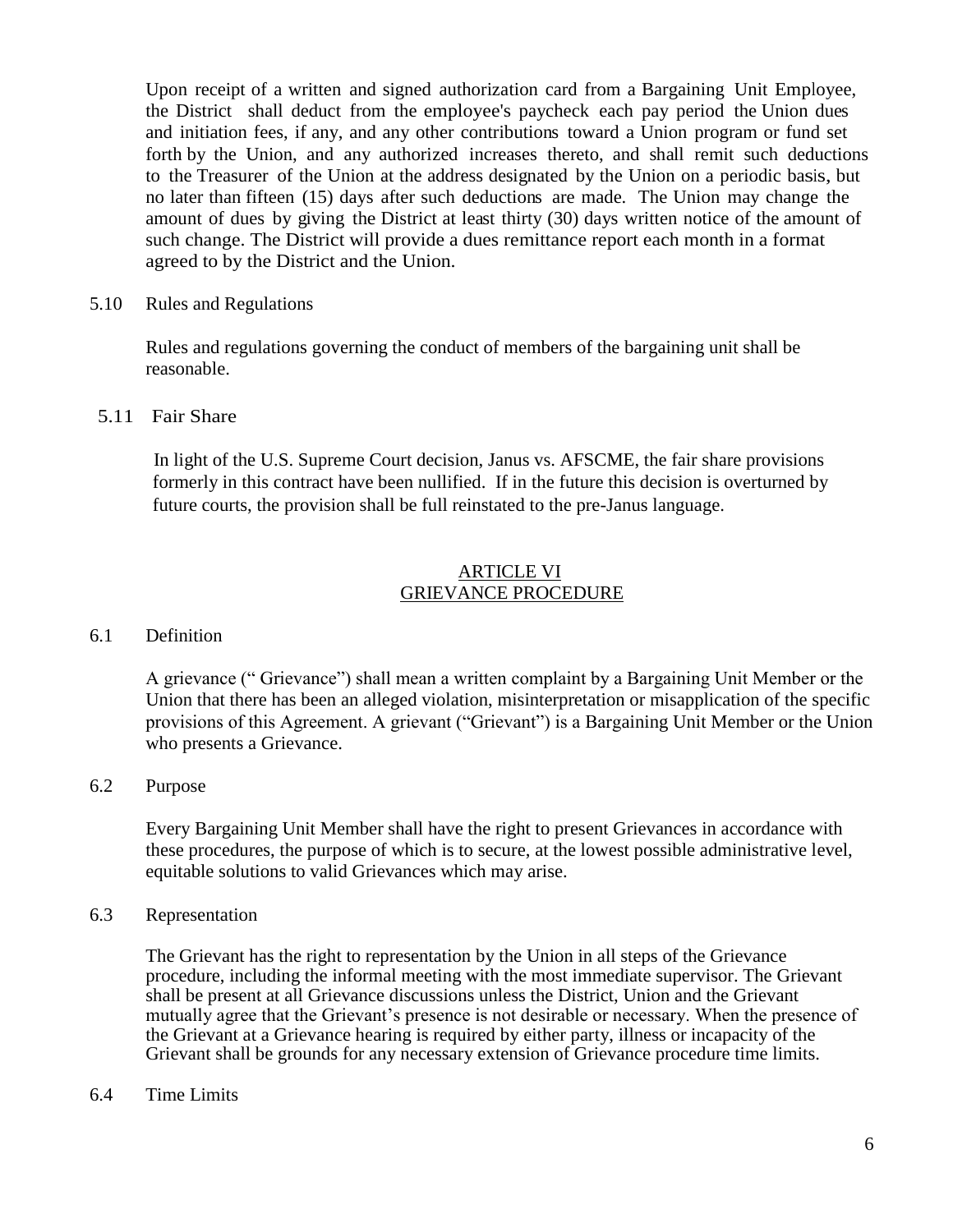Upon receipt of a written and signed authorization card from a Bargaining Unit Employee, the District shall deduct from the employee's paycheck each pay period the Union dues and initiation fees, if any, and any other contributions toward a Union program or fund set forth by the Union, and any authorized increases thereto, and shall remit such deductions to the Treasurer of the Union at the address designated by the Union on a periodic basis, but no later than fifteen (15) days after such deductions are made. The Union may change the amount of dues by giving the District at least thirty (30) days written notice of the amount of such change. The District will provide a dues remittance report each month in a format agreed to by the District and the Union.

5.10 Rules and Regulations

Rules and regulations governing the conduct of members of the bargaining unit shall be reasonable.

5.11 Fair Share

In light of the U.S. Supreme Court decision, Janus vs. AFSCME, the fair share provisions formerly in this contract have been nullified. If in the future this decision is overturned by future courts, the provision shall be full reinstated to the pre-Janus language.

## ARTICLE VI
## GRIEVANCE PROCEDURE

6.1 Definition

A grievance (" Grievance") shall mean a written complaint by a Bargaining Unit Member or the Union that there has been an alleged violation, misinterpretation or misapplication of the specific provisions of this Agreement. A grievant ("Grievant") is a Bargaining Unit Member or the Union who presents a Grievance.

6.2 Purpose

Every Bargaining Unit Member shall have the right to present Grievances in accordance with these procedures, the purpose of which is to secure, at the lowest possible administrative level, equitable solutions to valid Grievances which may arise.

6.3 Representation

The Grievant has the right to representation by the Union in all steps of the Grievance procedure, including the informal meeting with the most immediate supervisor. The Grievant shall be present at all Grievance discussions unless the District, Union and the Grievant mutually agree that the Grievant's presence is not desirable or necessary. When the presence of the Grievant at a Grievance hearing is required by either party, illness or incapacity of the Grievant shall be grounds for any necessary extension of Grievance procedure time limits.

6.4 Time Limits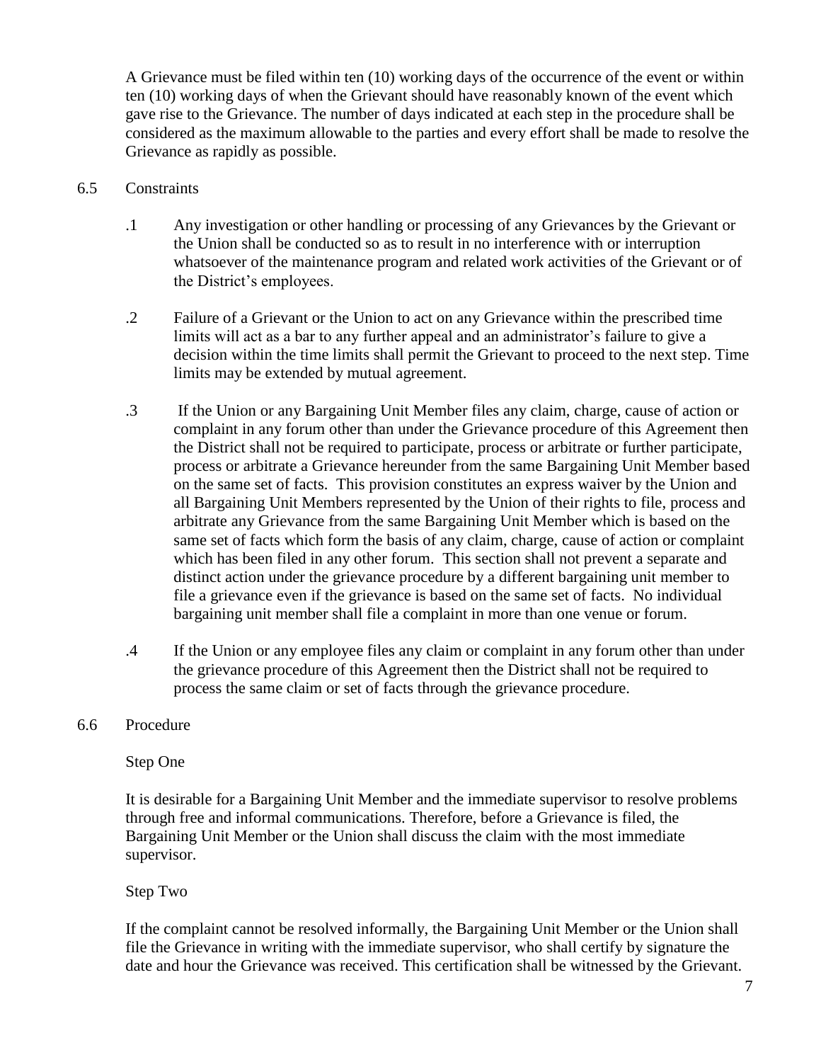A Grievance must be filed within ten (10) working days of the occurrence of the event or within ten (10) working days of when the Grievant should have reasonably known of the event which gave rise to the Grievance. The number of days indicated at each step in the procedure shall be considered as the maximum allowable to the parties and every effort shall be made to resolve the Grievance as rapidly as possible.

6.5 Constraints

.1 Any investigation or other handling or processing of any Grievances by the Grievant or the Union shall be conducted so as to result in no interference with or interruption whatsoever of the maintenance program and related work activities of the Grievant or of the District's employees.

.2 Failure of a Grievant or the Union to act on any Grievance within the prescribed time limits will act as a bar to any further appeal and an administrator's failure to give a decision within the time limits shall permit the Grievant to proceed to the next step. Time limits may be extended by mutual agreement.

.3 If the Union or any Bargaining Unit Member files any claim, charge, cause of action or complaint in any forum other than under the Grievance procedure of this Agreement then the District shall not be required to participate, process or arbitrate or further participate, process or arbitrate a Grievance hereunder from the same Bargaining Unit Member based on the same set of facts. This provision constitutes an express waiver by the Union and all Bargaining Unit Members represented by the Union of their rights to file, process and arbitrate any Grievance from the same Bargaining Unit Member which is based on the same set of facts which form the basis of any claim, charge, cause of action or complaint which has been filed in any other forum. This section shall not prevent a separate and distinct action under the grievance procedure by a different bargaining unit member to file a grievance even if the grievance is based on the same set of facts. No individual bargaining unit member shall file a complaint in more than one venue or forum.

.4 If the Union or any employee files any claim or complaint in any forum other than under the grievance procedure of this Agreement then the District shall not be required to process the same claim or set of facts through the grievance procedure.

6.6 Procedure

Step One

It is desirable for a Bargaining Unit Member and the immediate supervisor to resolve problems through free and informal communications. Therefore, before a Grievance is filed, the Bargaining Unit Member or the Union shall discuss the claim with the most immediate supervisor.

Step Two

If the complaint cannot be resolved informally, the Bargaining Unit Member or the Union shall file the Grievance in writing with the immediate supervisor, who shall certify by signature the date and hour the Grievance was received. This certification shall be witnessed by the Grievant.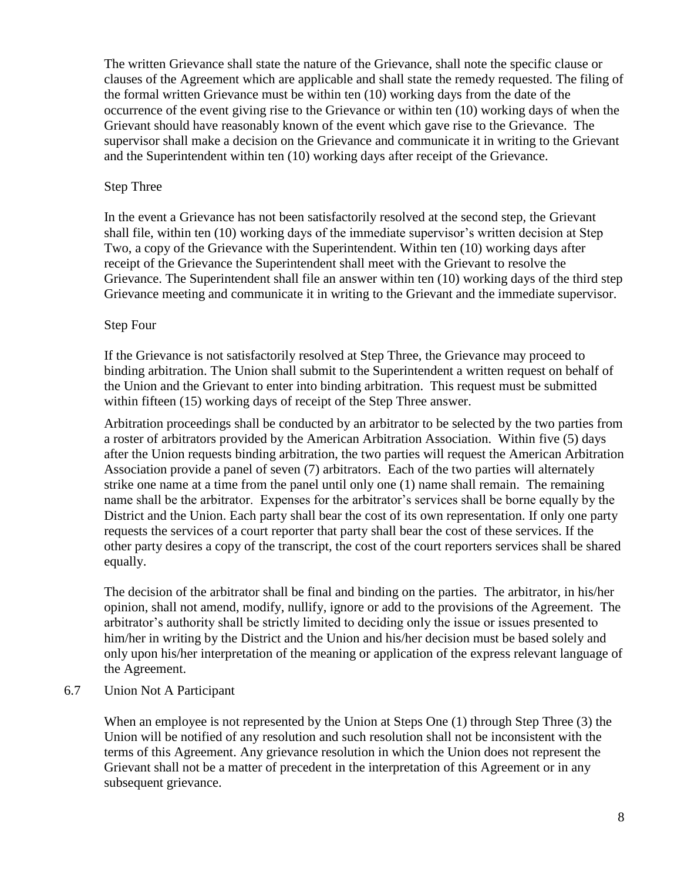The written Grievance shall state the nature of the Grievance, shall note the specific clause or clauses of the Agreement which are applicable and shall state the remedy requested. The filing of the formal written Grievance must be within ten (10) working days from the date of the occurrence of the event giving rise to the Grievance or within ten (10) working days of when the Grievant should have reasonably known of the event which gave rise to the Grievance. The supervisor shall make a decision on the Grievance and communicate it in writing to the Grievant and the Superintendent within ten (10) working days after receipt of the Grievance.

Step Three

In the event a Grievance has not been satisfactorily resolved at the second step, the Grievant shall file, within ten (10) working days of the immediate supervisor's written decision at Step Two, a copy of the Grievance with the Superintendent. Within ten (10) working days after receipt of the Grievance the Superintendent shall meet with the Grievant to resolve the Grievance. The Superintendent shall file an answer within ten (10) working days of the third step Grievance meeting and communicate it in writing to the Grievant and the immediate supervisor.

Step Four

If the Grievance is not satisfactorily resolved at Step Three, the Grievance may proceed to binding arbitration. The Union shall submit to the Superintendent a written request on behalf of the Union and the Grievant to enter into binding arbitration. This request must be submitted within fifteen (15) working days of receipt of the Step Three answer.

Arbitration proceedings shall be conducted by an arbitrator to be selected by the two parties from a roster of arbitrators provided by the American Arbitration Association. Within five (5) days after the Union requests binding arbitration, the two parties will request the American Arbitration Association provide a panel of seven (7) arbitrators. Each of the two parties will alternately strike one name at a time from the panel until only one (1) name shall remain. The remaining name shall be the arbitrator. Expenses for the arbitrator's services shall be borne equally by the District and the Union. Each party shall bear the cost of its own representation. If only one party requests the services of a court reporter that party shall bear the cost of these services. If the other party desires a copy of the transcript, the cost of the court reporters services shall be shared equally.

The decision of the arbitrator shall be final and binding on the parties. The arbitrator, in his/her opinion, shall not amend, modify, nullify, ignore or add to the provisions of the Agreement. The arbitrator's authority shall be strictly limited to deciding only the issue or issues presented to him/her in writing by the District and the Union and his/her decision must be based solely and only upon his/her interpretation of the meaning or application of the express relevant language of the Agreement.

6.7 Union Not A Participant

When an employee is not represented by the Union at Steps One (1) through Step Three (3) the Union will be notified of any resolution and such resolution shall not be inconsistent with the terms of this Agreement. Any grievance resolution in which the Union does not represent the Grievant shall not be a matter of precedent in the interpretation of this Agreement or in any subsequent grievance.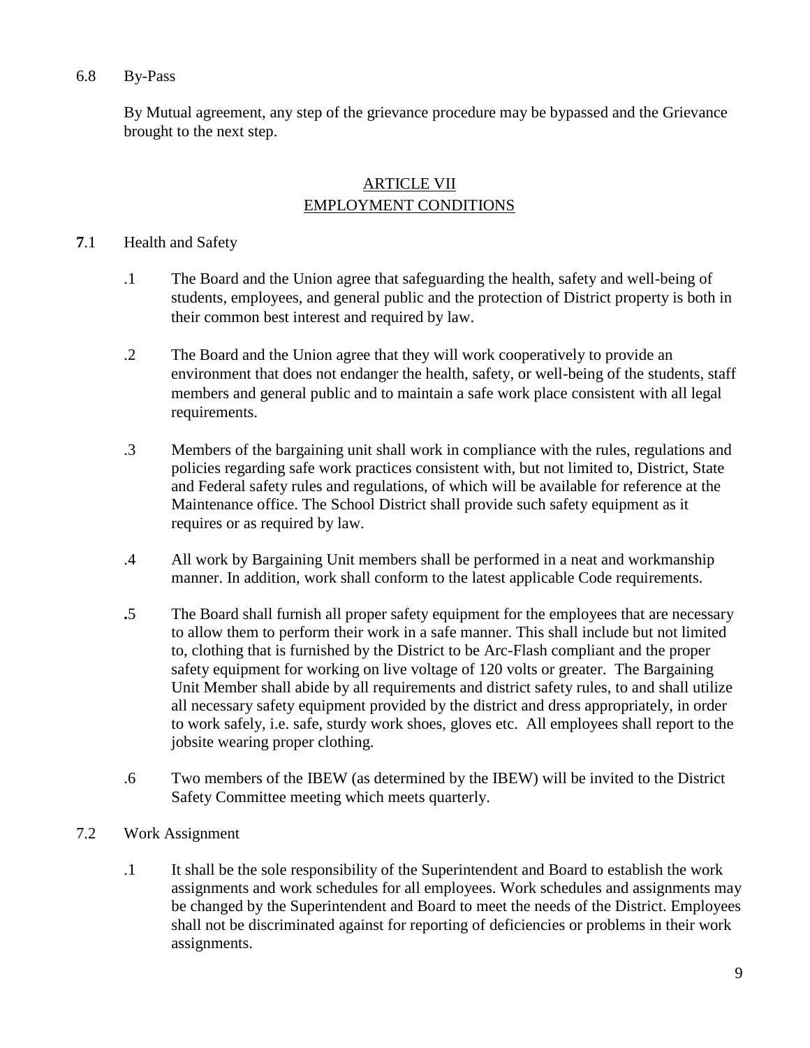6.8 By-Pass

By Mutual agreement, any step of the grievance procedure may be bypassed and the Grievance brought to the next step.

## ARTICLE VII
## EMPLOYMENT CONDITIONS

**7**.1 Health and Safety

.1 The Board and the Union agree that safeguarding the health, safety and well-being of students, employees, and general public and the protection of District property is both in their common best interest and required by law.

.2 The Board and the Union agree that they will work cooperatively to provide an environment that does not endanger the health, safety, or well-being of the students, staff members and general public and to maintain a safe work place consistent with all legal requirements.

.3 Members of the bargaining unit shall work in compliance with the rules, regulations and policies regarding safe work practices consistent with, but not limited to, District, State and Federal safety rules and regulations, of which will be available for reference at the Maintenance office. The School District shall provide such safety equipment as it requires or as required by law.

.4 All work by Bargaining Unit members shall be performed in a neat and workmanship manner. In addition, work shall conform to the latest applicable Code requirements.

**.**5 The Board shall furnish all proper safety equipment for the employees that are necessary to allow them to perform their work in a safe manner. This shall include but not limited to, clothing that is furnished by the District to be Arc-Flash compliant and the proper safety equipment for working on live voltage of 120 volts or greater. The Bargaining Unit Member shall abide by all requirements and district safety rules, to and shall utilize all necessary safety equipment provided by the district and dress appropriately, in order to work safely, i.e. safe, sturdy work shoes, gloves etc. All employees shall report to the jobsite wearing proper clothing.

.6 Two members of the IBEW (as determined by the IBEW) will be invited to the District Safety Committee meeting which meets quarterly.

7.2 Work Assignment

.1 It shall be the sole responsibility of the Superintendent and Board to establish the work assignments and work schedules for all employees. Work schedules and assignments may be changed by the Superintendent and Board to meet the needs of the District. Employees shall not be discriminated against for reporting of deficiencies or problems in their work assignments.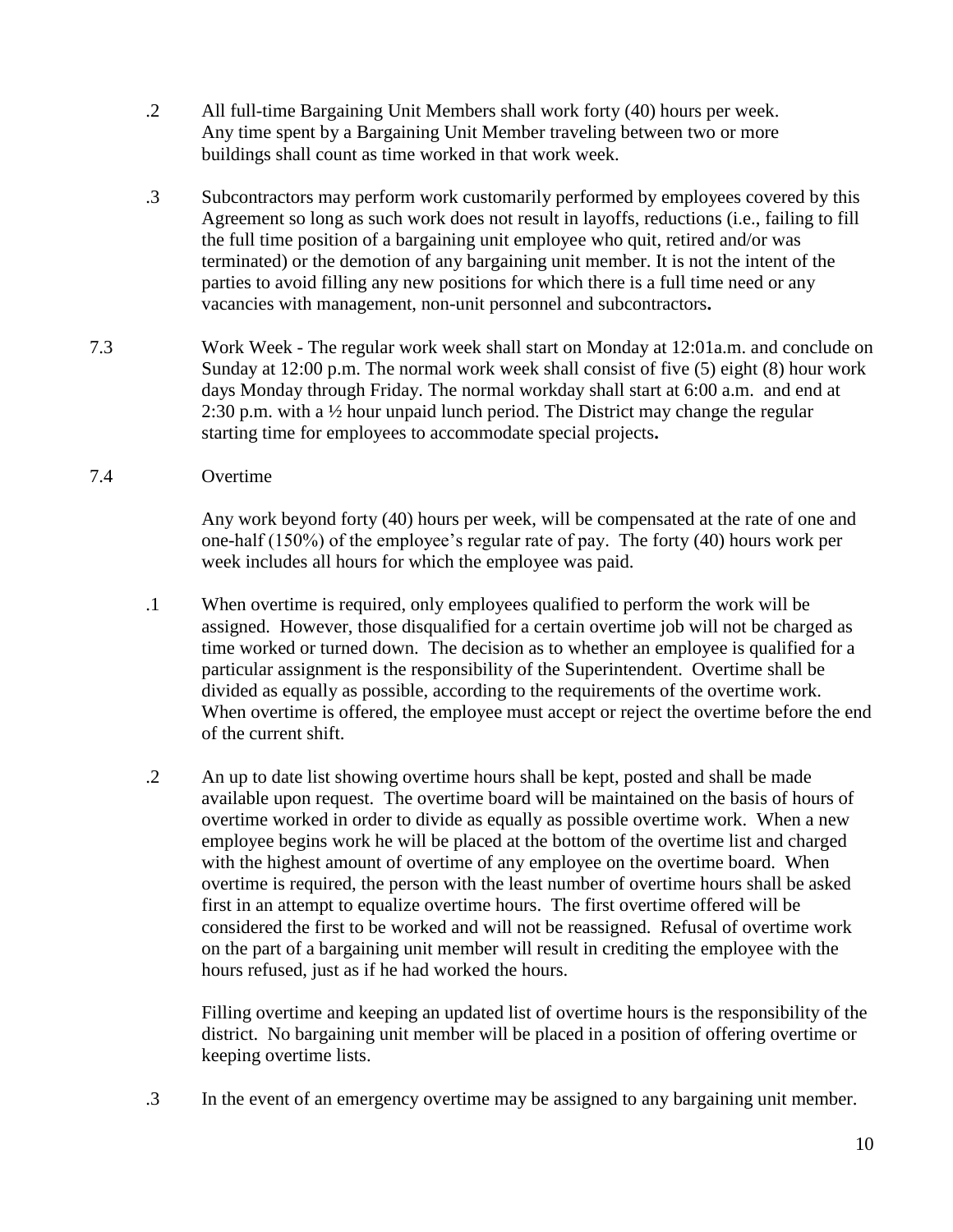.2 All full-time Bargaining Unit Members shall work forty (40) hours per week. Any time spent by a Bargaining Unit Member traveling between two or more buildings shall count as time worked in that work week.

.3 Subcontractors may perform work customarily performed by employees covered by this Agreement so long as such work does not result in layoffs, reductions (i.e., failing to fill the full time position of a bargaining unit employee who quit, retired and/or was terminated) or the demotion of any bargaining unit member. It is not the intent of the parties to avoid filling any new positions for which there is a full time need or any vacancies with management, non-unit personnel and subcontractors**.**

7.3 Work Week - The regular work week shall start on Monday at 12:01a.m. and conclude on Sunday at 12:00 p.m. The normal work week shall consist of five (5) eight (8) hour work days Monday through Friday. The normal workday shall start at 6:00 a.m. and end at 2:30 p.m. with a ½ hour unpaid lunch period. The District may change the regular starting time for employees to accommodate special projects**.**

7.4 Overtime

Any work beyond forty (40) hours per week, will be compensated at the rate of one and one-half (150%) of the employee's regular rate of pay. The forty (40) hours work per week includes all hours for which the employee was paid.

.1 When overtime is required, only employees qualified to perform the work will be assigned. However, those disqualified for a certain overtime job will not be charged as time worked or turned down. The decision as to whether an employee is qualified for a particular assignment is the responsibility of the Superintendent. Overtime shall be divided as equally as possible, according to the requirements of the overtime work. When overtime is offered, the employee must accept or reject the overtime before the end of the current shift.

.2 An up to date list showing overtime hours shall be kept, posted and shall be made available upon request. The overtime board will be maintained on the basis of hours of overtime worked in order to divide as equally as possible overtime work. When a new employee begins work he will be placed at the bottom of the overtime list and charged with the highest amount of overtime of any employee on the overtime board. When overtime is required, the person with the least number of overtime hours shall be asked first in an attempt to equalize overtime hours. The first overtime offered will be considered the first to be worked and will not be reassigned. Refusal of overtime work on the part of a bargaining unit member will result in crediting the employee with the hours refused, just as if he had worked the hours.

Filling overtime and keeping an updated list of overtime hours is the responsibility of the district. No bargaining unit member will be placed in a position of offering overtime or keeping overtime lists.

.3 In the event of an emergency overtime may be assigned to any bargaining unit member.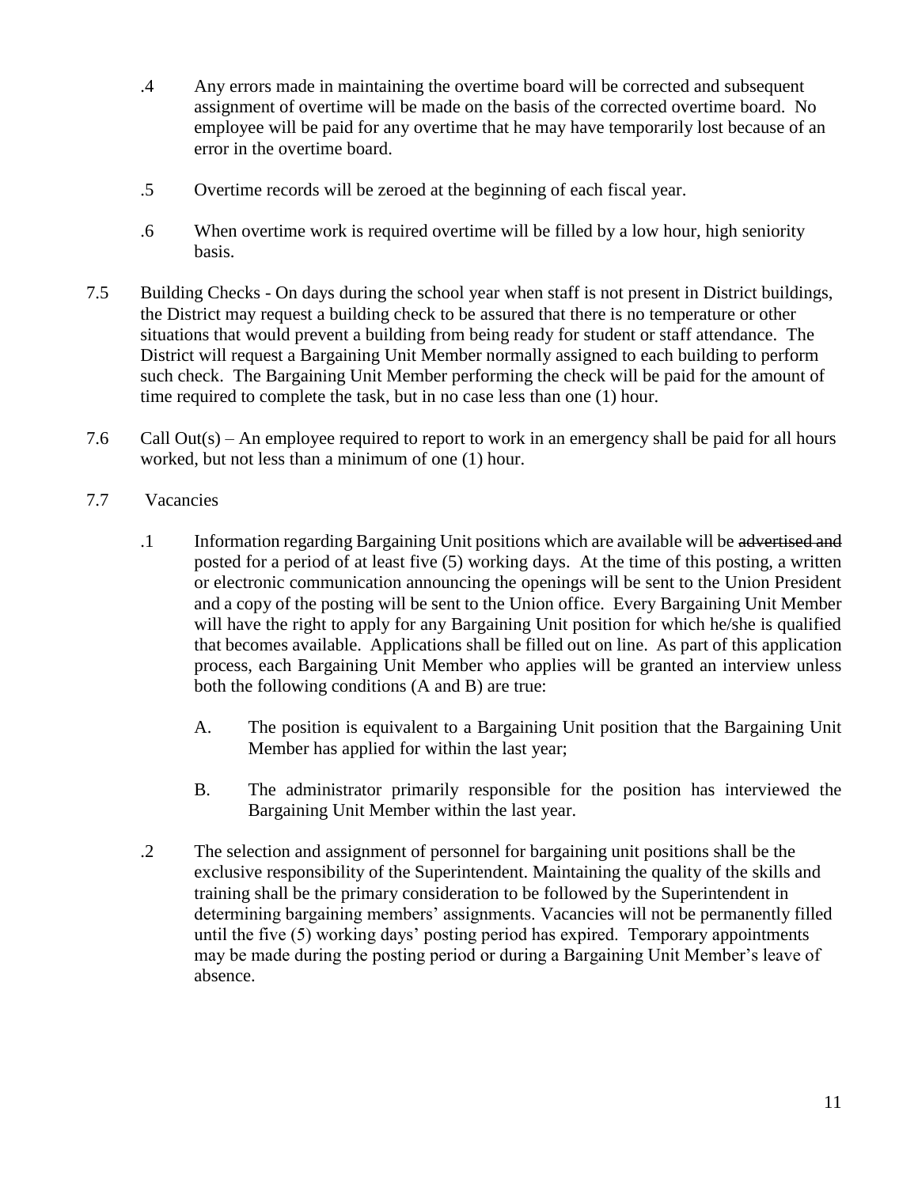.4 Any errors made in maintaining the overtime board will be corrected and subsequent assignment of overtime will be made on the basis of the corrected overtime board. No employee will be paid for any overtime that he may have temporarily lost because of an error in the overtime board.

.5 Overtime records will be zeroed at the beginning of each fiscal year.

.6 When overtime work is required overtime will be filled by a low hour, high seniority basis.

7.5 Building Checks - On days during the school year when staff is not present in District buildings, the District may request a building check to be assured that there is no temperature or other situations that would prevent a building from being ready for student or staff attendance. The District will request a Bargaining Unit Member normally assigned to each building to perform such check. The Bargaining Unit Member performing the check will be paid for the amount of time required to complete the task, but in no case less than one (1) hour.

7.6 Call Out(s) – An employee required to report to work in an emergency shall be paid for all hours worked, but not less than a minimum of one (1) hour.

7.7 Vacancies

.1 Information regarding Bargaining Unit positions which are available will be ~~advertised and~~ posted for a period of at least five (5) working days. At the time of this posting, a written or electronic communication announcing the openings will be sent to the Union President and a copy of the posting will be sent to the Union office. Every Bargaining Unit Member will have the right to apply for any Bargaining Unit position for which he/she is qualified that becomes available. Applications shall be filled out on line. As part of this application process, each Bargaining Unit Member who applies will be granted an interview unless both the following conditions (A and B) are true:

A. The position is equivalent to a Bargaining Unit position that the Bargaining Unit Member has applied for within the last year;

B. The administrator primarily responsible for the position has interviewed the Bargaining Unit Member within the last year.

.2 The selection and assignment of personnel for bargaining unit positions shall be the exclusive responsibility of the Superintendent. Maintaining the quality of the skills and training shall be the primary consideration to be followed by the Superintendent in determining bargaining members' assignments. Vacancies will not be permanently filled until the five (5) working days' posting period has expired. Temporary appointments may be made during the posting period or during a Bargaining Unit Member's leave of absence.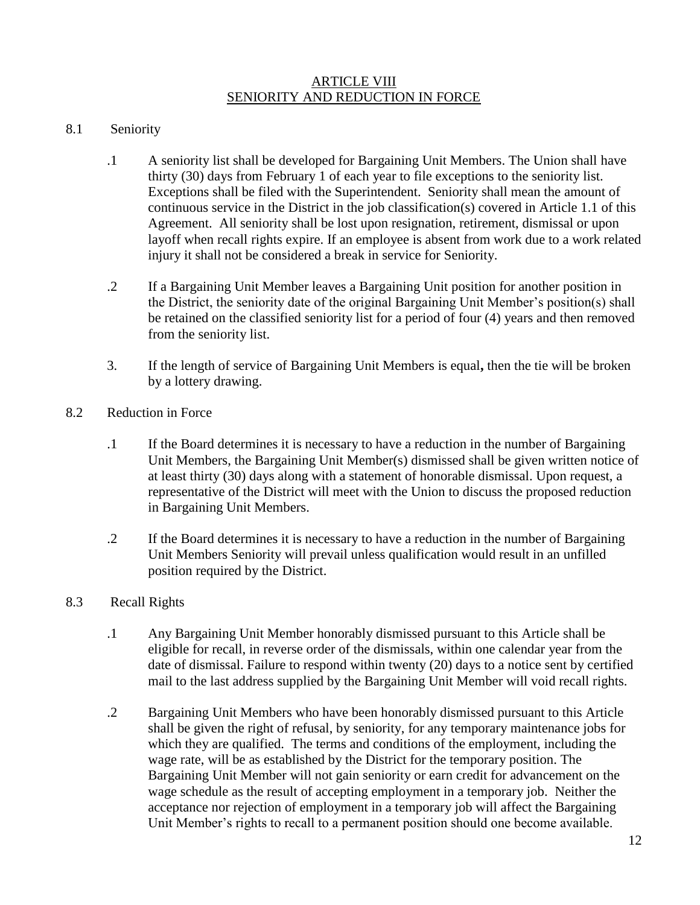# ARTICLE VIII
# SENIORITY AND REDUCTION IN FORCE

## 8.1 Seniority

.1 A seniority list shall be developed for Bargaining Unit Members. The Union shall have thirty (30) days from February 1 of each year to file exceptions to the seniority list. Exceptions shall be filed with the Superintendent. Seniority shall mean the amount of continuous service in the District in the job classification(s) covered in Article 1.1 of this Agreement. All seniority shall be lost upon resignation, retirement, dismissal or upon layoff when recall rights expire. If an employee is absent from work due to a work related injury it shall not be considered a break in service for Seniority.

.2 If a Bargaining Unit Member leaves a Bargaining Unit position for another position in the District, the seniority date of the original Bargaining Unit Member's position(s) shall be retained on the classified seniority list for a period of four (4) years and then removed from the seniority list.

3. If the length of service of Bargaining Unit Members is equal**,** then the tie will be broken by a lottery drawing.

## 8.2 Reduction in Force

.1 If the Board determines it is necessary to have a reduction in the number of Bargaining Unit Members, the Bargaining Unit Member(s) dismissed shall be given written notice of at least thirty (30) days along with a statement of honorable dismissal. Upon request, a representative of the District will meet with the Union to discuss the proposed reduction in Bargaining Unit Members.

.2 If the Board determines it is necessary to have a reduction in the number of Bargaining Unit Members Seniority will prevail unless qualification would result in an unfilled position required by the District.

## 8.3 Recall Rights

.1 Any Bargaining Unit Member honorably dismissed pursuant to this Article shall be eligible for recall, in reverse order of the dismissals, within one calendar year from the date of dismissal. Failure to respond within twenty (20) days to a notice sent by certified mail to the last address supplied by the Bargaining Unit Member will void recall rights.

.2 Bargaining Unit Members who have been honorably dismissed pursuant to this Article shall be given the right of refusal, by seniority, for any temporary maintenance jobs for which they are qualified. The terms and conditions of the employment, including the wage rate, will be as established by the District for the temporary position. The Bargaining Unit Member will not gain seniority or earn credit for advancement on the wage schedule as the result of accepting employment in a temporary job. Neither the acceptance nor rejection of employment in a temporary job will affect the Bargaining Unit Member's rights to recall to a permanent position should one become available.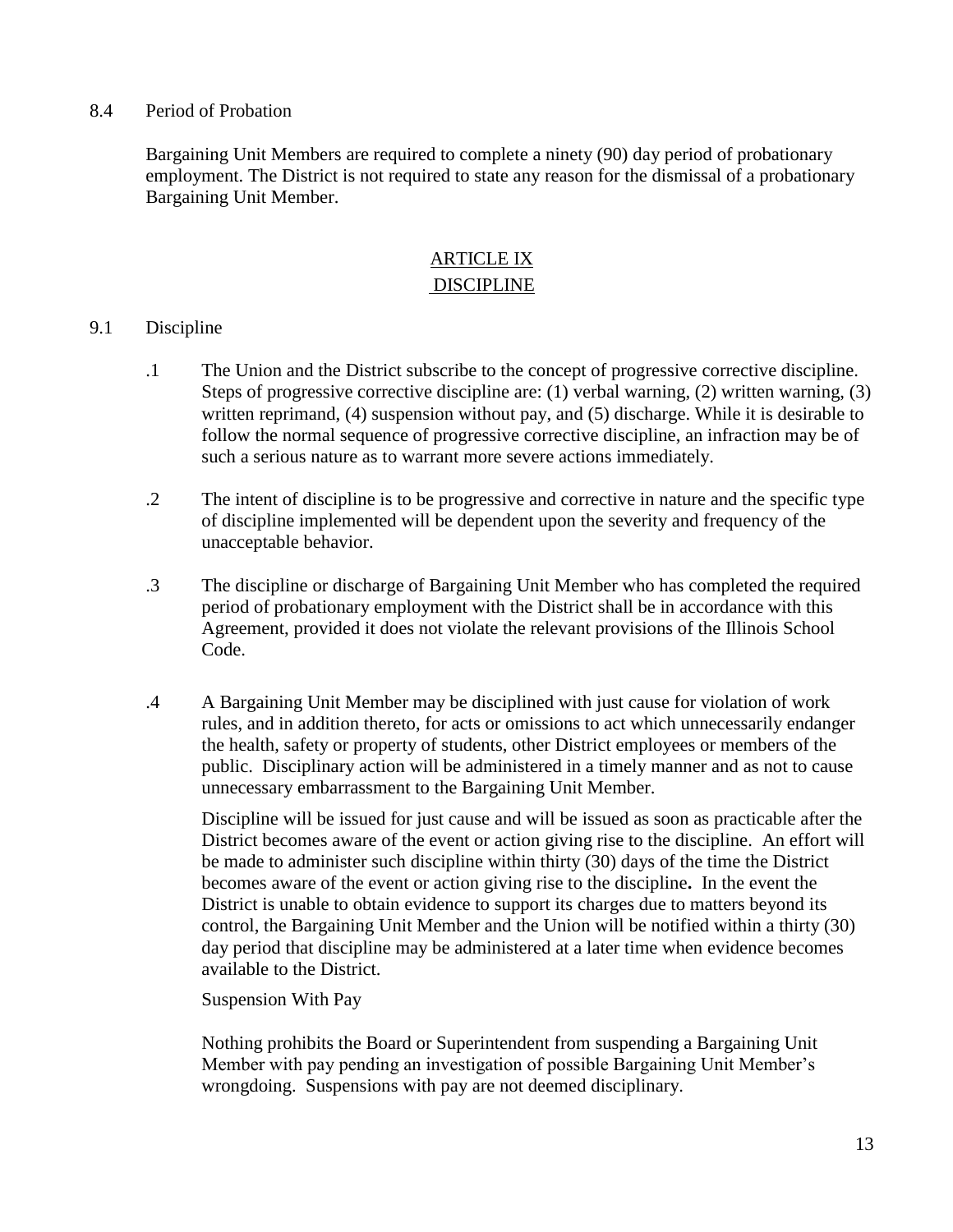8.4 Period of Probation

Bargaining Unit Members are required to complete a ninety (90) day period of probationary employment. The District is not required to state any reason for the dismissal of a probationary Bargaining Unit Member.

## ARTICLE IX
## DISCIPLINE

9.1 Discipline

.1 The Union and the District subscribe to the concept of progressive corrective discipline. Steps of progressive corrective discipline are: (1) verbal warning, (2) written warning, (3) written reprimand, (4) suspension without pay, and (5) discharge. While it is desirable to follow the normal sequence of progressive corrective discipline, an infraction may be of such a serious nature as to warrant more severe actions immediately.

.2 The intent of discipline is to be progressive and corrective in nature and the specific type of discipline implemented will be dependent upon the severity and frequency of the unacceptable behavior.

.3 The discipline or discharge of Bargaining Unit Member who has completed the required period of probationary employment with the District shall be in accordance with this Agreement, provided it does not violate the relevant provisions of the Illinois School Code.

.4 A Bargaining Unit Member may be disciplined with just cause for violation of work rules, and in addition thereto, for acts or omissions to act which unnecessarily endanger the health, safety or property of students, other District employees or members of the public. Disciplinary action will be administered in a timely manner and as not to cause unnecessary embarrassment to the Bargaining Unit Member.

Discipline will be issued for just cause and will be issued as soon as practicable after the District becomes aware of the event or action giving rise to the discipline. An effort will be made to administer such discipline within thirty (30) days of the time the District becomes aware of the event or action giving rise to the discipline**.** In the event the District is unable to obtain evidence to support its charges due to matters beyond its control, the Bargaining Unit Member and the Union will be notified within a thirty (30) day period that discipline may be administered at a later time when evidence becomes available to the District.

Suspension With Pay

Nothing prohibits the Board or Superintendent from suspending a Bargaining Unit Member with pay pending an investigation of possible Bargaining Unit Member's wrongdoing. Suspensions with pay are not deemed disciplinary.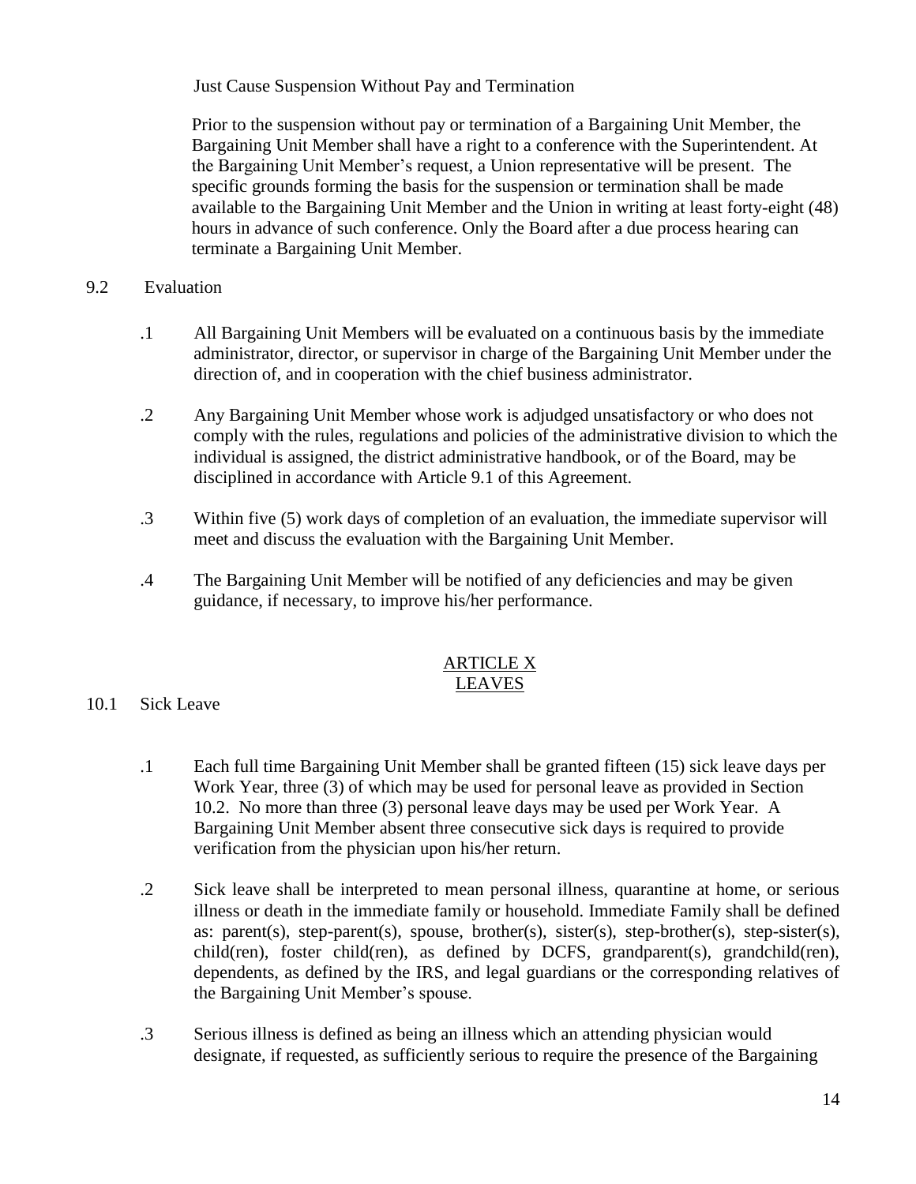Just Cause Suspension Without Pay and Termination

Prior to the suspension without pay or termination of a Bargaining Unit Member, the Bargaining Unit Member shall have a right to a conference with the Superintendent. At the Bargaining Unit Member's request, a Union representative will be present. The specific grounds forming the basis for the suspension or termination shall be made available to the Bargaining Unit Member and the Union in writing at least forty-eight (48) hours in advance of such conference. Only the Board after a due process hearing can terminate a Bargaining Unit Member.

9.2 Evaluation

.1 All Bargaining Unit Members will be evaluated on a continuous basis by the immediate administrator, director, or supervisor in charge of the Bargaining Unit Member under the direction of, and in cooperation with the chief business administrator.

.2 Any Bargaining Unit Member whose work is adjudged unsatisfactory or who does not comply with the rules, regulations and policies of the administrative division to which the individual is assigned, the district administrative handbook, or of the Board, may be disciplined in accordance with Article 9.1 of this Agreement.

.3 Within five (5) work days of completion of an evaluation, the immediate supervisor will meet and discuss the evaluation with the Bargaining Unit Member.

.4 The Bargaining Unit Member will be notified of any deficiencies and may be given guidance, if necessary, to improve his/her performance.

## ARTICLE X
## LEAVES

10.1 Sick Leave

.1 Each full time Bargaining Unit Member shall be granted fifteen (15) sick leave days per Work Year, three (3) of which may be used for personal leave as provided in Section 10.2. No more than three (3) personal leave days may be used per Work Year. A Bargaining Unit Member absent three consecutive sick days is required to provide verification from the physician upon his/her return.

.2 Sick leave shall be interpreted to mean personal illness, quarantine at home, or serious illness or death in the immediate family or household. Immediate Family shall be defined as: parent(s), step-parent(s), spouse, brother(s), sister(s), step-brother(s), step-sister(s), child(ren), foster child(ren), as defined by DCFS, grandparent(s), grandchild(ren), dependents, as defined by the IRS, and legal guardians or the corresponding relatives of the Bargaining Unit Member's spouse.

.3 Serious illness is defined as being an illness which an attending physician would designate, if requested, as sufficiently serious to require the presence of the Bargaining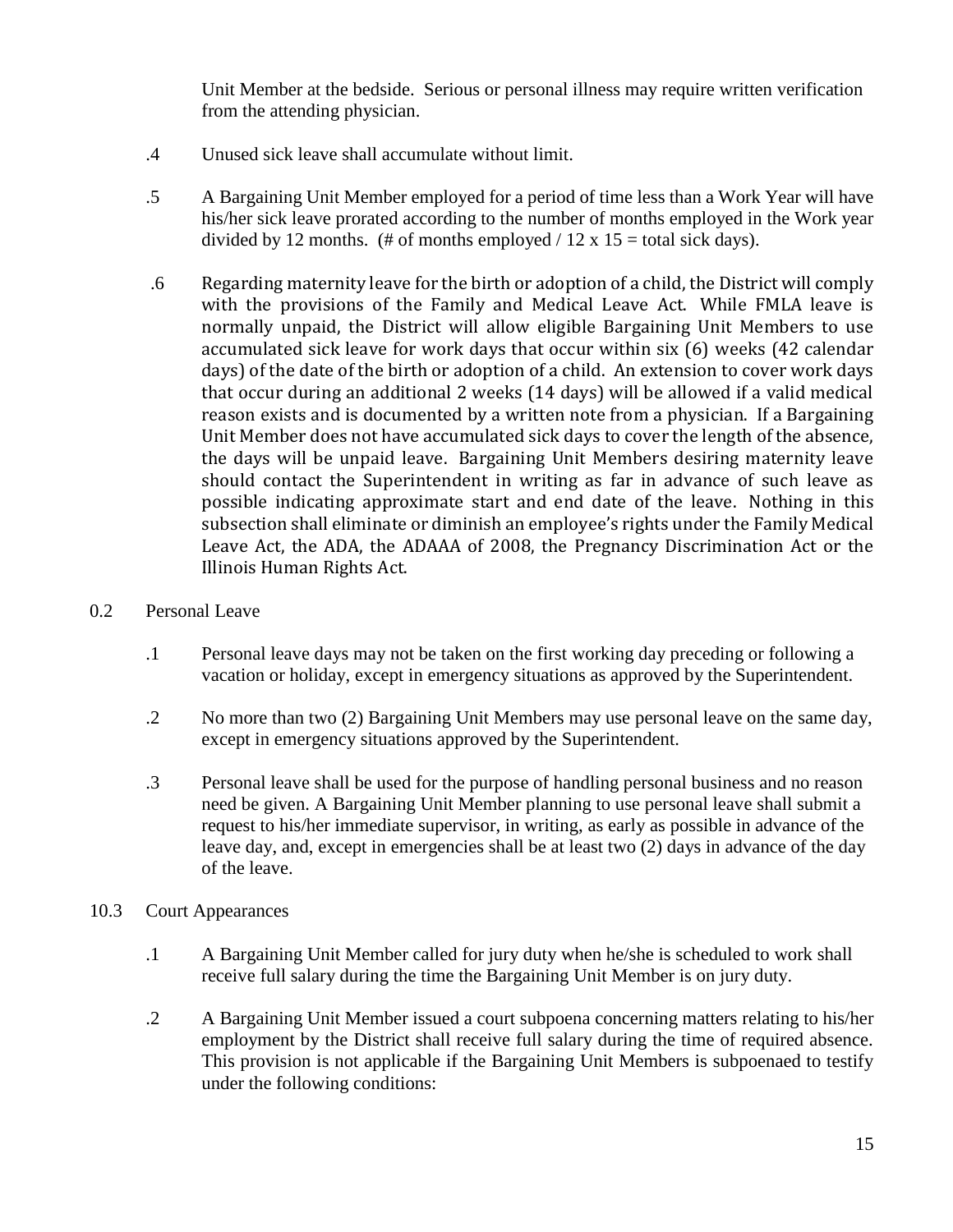Unit Member at the bedside. Serious or personal illness may require written verification from the attending physician.

.4 Unused sick leave shall accumulate without limit.

.5 A Bargaining Unit Member employed for a period of time less than a Work Year will have his/her sick leave prorated according to the number of months employed in the Work year divided by 12 months. (# of months employed / 12 x 15 = total sick days).

.6 Regarding maternity leave for the birth or adoption of a child, the District will comply with the provisions of the Family and Medical Leave Act. While FMLA leave is normally unpaid, the District will allow eligible Bargaining Unit Members to use accumulated sick leave for work days that occur within six (6) weeks (42 calendar days) of the date of the birth or adoption of a child. An extension to cover work days that occur during an additional 2 weeks (14 days) will be allowed if a valid medical reason exists and is documented by a written note from a physician. If a Bargaining Unit Member does not have accumulated sick days to cover the length of the absence, the days will be unpaid leave. Bargaining Unit Members desiring maternity leave should contact the Superintendent in writing as far in advance of such leave as possible indicating approximate start and end date of the leave. Nothing in this subsection shall eliminate or diminish an employee's rights under the Family Medical Leave Act, the ADA, the ADAAA of 2008, the Pregnancy Discrimination Act or the Illinois Human Rights Act.

## 0.2 Personal Leave

.1 Personal leave days may not be taken on the first working day preceding or following a vacation or holiday, except in emergency situations as approved by the Superintendent.

.2 No more than two (2) Bargaining Unit Members may use personal leave on the same day, except in emergency situations approved by the Superintendent.

.3 Personal leave shall be used for the purpose of handling personal business and no reason need be given. A Bargaining Unit Member planning to use personal leave shall submit a request to his/her immediate supervisor, in writing, as early as possible in advance of the leave day, and, except in emergencies shall be at least two (2) days in advance of the day of the leave.

## 10.3 Court Appearances

.1 A Bargaining Unit Member called for jury duty when he/she is scheduled to work shall receive full salary during the time the Bargaining Unit Member is on jury duty.

.2 A Bargaining Unit Member issued a court subpoena concerning matters relating to his/her employment by the District shall receive full salary during the time of required absence. This provision is not applicable if the Bargaining Unit Members is subpoenaed to testify under the following conditions: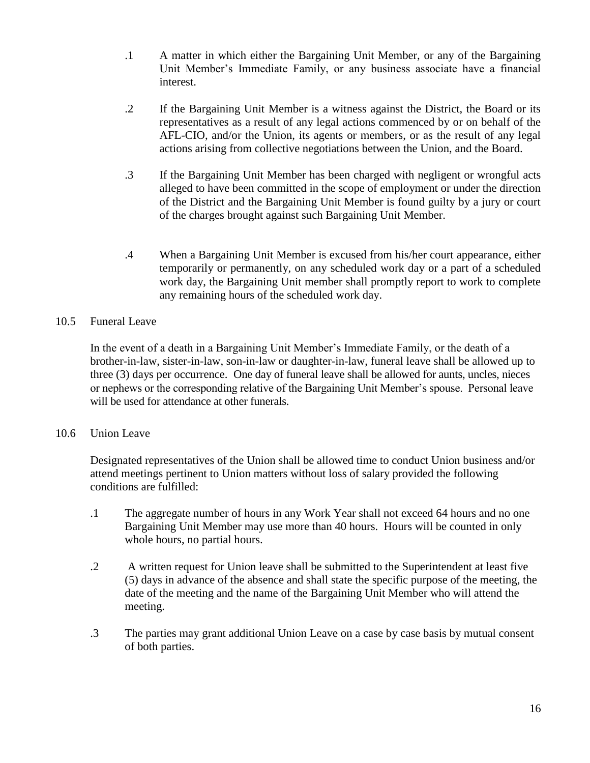.1 A matter in which either the Bargaining Unit Member, or any of the Bargaining Unit Member's Immediate Family, or any business associate have a financial interest.

.2 If the Bargaining Unit Member is a witness against the District, the Board or its representatives as a result of any legal actions commenced by or on behalf of the AFL-CIO, and/or the Union, its agents or members, or as the result of any legal actions arising from collective negotiations between the Union, and the Board.

.3 If the Bargaining Unit Member has been charged with negligent or wrongful acts alleged to have been committed in the scope of employment or under the direction of the District and the Bargaining Unit Member is found guilty by a jury or court of the charges brought against such Bargaining Unit Member.

.4 When a Bargaining Unit Member is excused from his/her court appearance, either temporarily or permanently, on any scheduled work day or a part of a scheduled work day, the Bargaining Unit member shall promptly report to work to complete any remaining hours of the scheduled work day.

10.5 Funeral Leave

In the event of a death in a Bargaining Unit Member's Immediate Family, or the death of a brother-in-law, sister-in-law, son-in-law or daughter-in-law, funeral leave shall be allowed up to three (3) days per occurrence. One day of funeral leave shall be allowed for aunts, uncles, nieces or nephews or the corresponding relative of the Bargaining Unit Member's spouse. Personal leave will be used for attendance at other funerals.

10.6 Union Leave

Designated representatives of the Union shall be allowed time to conduct Union business and/or attend meetings pertinent to Union matters without loss of salary provided the following conditions are fulfilled:

.1 The aggregate number of hours in any Work Year shall not exceed 64 hours and no one Bargaining Unit Member may use more than 40 hours. Hours will be counted in only whole hours, no partial hours.

.2 A written request for Union leave shall be submitted to the Superintendent at least five (5) days in advance of the absence and shall state the specific purpose of the meeting, the date of the meeting and the name of the Bargaining Unit Member who will attend the meeting.

.3 The parties may grant additional Union Leave on a case by case basis by mutual consent of both parties.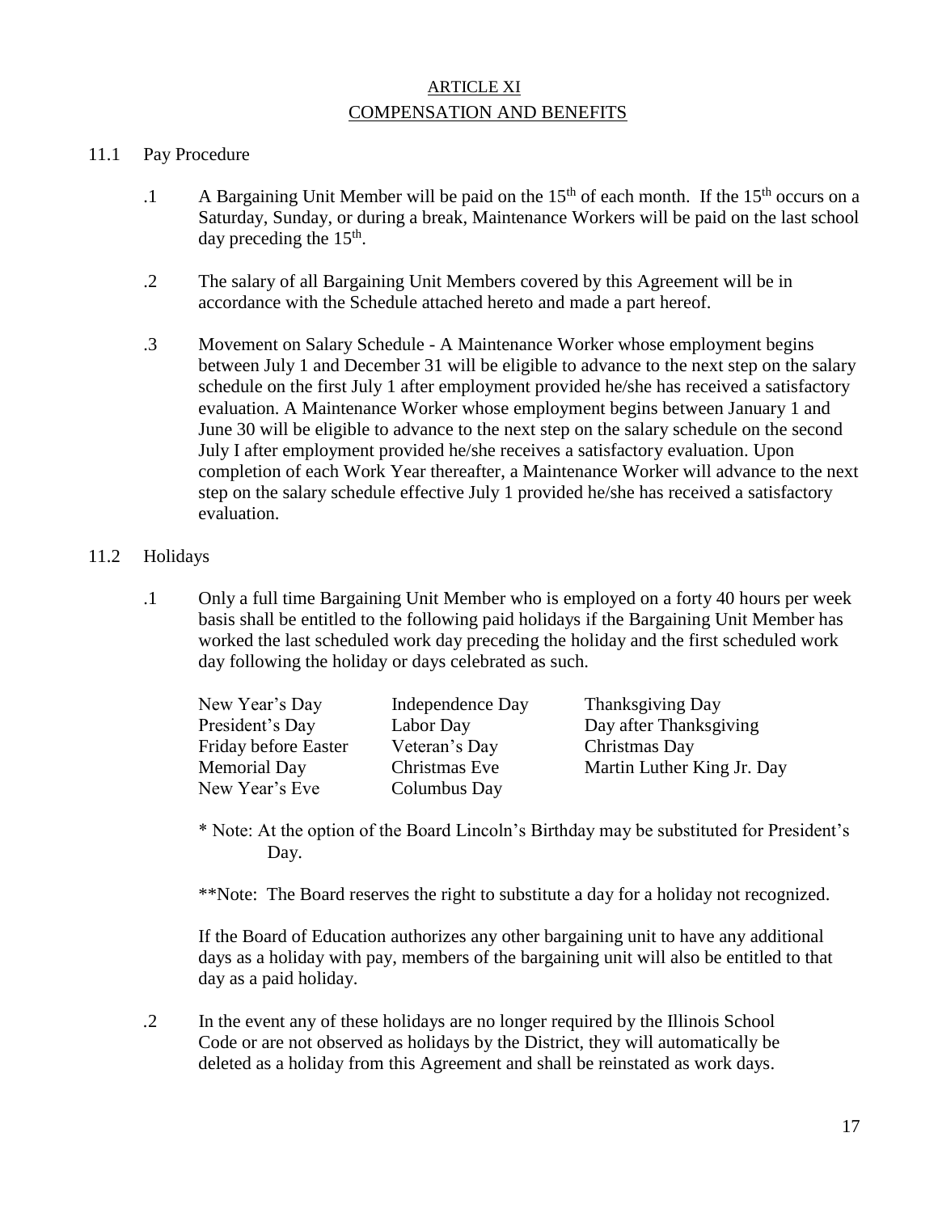# ARTICLE XI
## COMPENSATION AND BENEFITS

11.1 Pay Procedure

.1 A Bargaining Unit Member will be paid on the 15th of each month. If the 15th occurs on a Saturday, Sunday, or during a break, Maintenance Workers will be paid on the last school day preceding the 15th.

.2 The salary of all Bargaining Unit Members covered by this Agreement will be in accordance with the Schedule attached hereto and made a part hereof.

.3 Movement on Salary Schedule - A Maintenance Worker whose employment begins between July 1 and December 31 will be eligible to advance to the next step on the salary schedule on the first July 1 after employment provided he/she has received a satisfactory evaluation. A Maintenance Worker whose employment begins between January 1 and June 30 will be eligible to advance to the next step on the salary schedule on the second July I after employment provided he/she receives a satisfactory evaluation. Upon completion of each Work Year thereafter, a Maintenance Worker will advance to the next step on the salary schedule effective July 1 provided he/she has received a satisfactory evaluation.

11.2 Holidays

.1 Only a full time Bargaining Unit Member who is employed on a forty 40 hours per week basis shall be entitled to the following paid holidays if the Bargaining Unit Member has worked the last scheduled work day preceding the holiday and the first scheduled work day following the holiday or days celebrated as such.

| | | |
|---|---|---|
| New Year's Day | Independence Day | Thanksgiving Day |
| President's Day | Labor Day | Day after Thanksgiving |
| Friday before Easter | Veteran's Day | Christmas Day |
| Memorial Day | Christmas Eve | Martin Luther King Jr. Day |
| New Year's Eve | Columbus Day | |

\* Note: At the option of the Board Lincoln's Birthday may be substituted for President's Day.

\*\*Note: The Board reserves the right to substitute a day for a holiday not recognized.

If the Board of Education authorizes any other bargaining unit to have any additional days as a holiday with pay, members of the bargaining unit will also be entitled to that day as a paid holiday.

.2 In the event any of these holidays are no longer required by the Illinois School Code or are not observed as holidays by the District, they will automatically be deleted as a holiday from this Agreement and shall be reinstated as work days.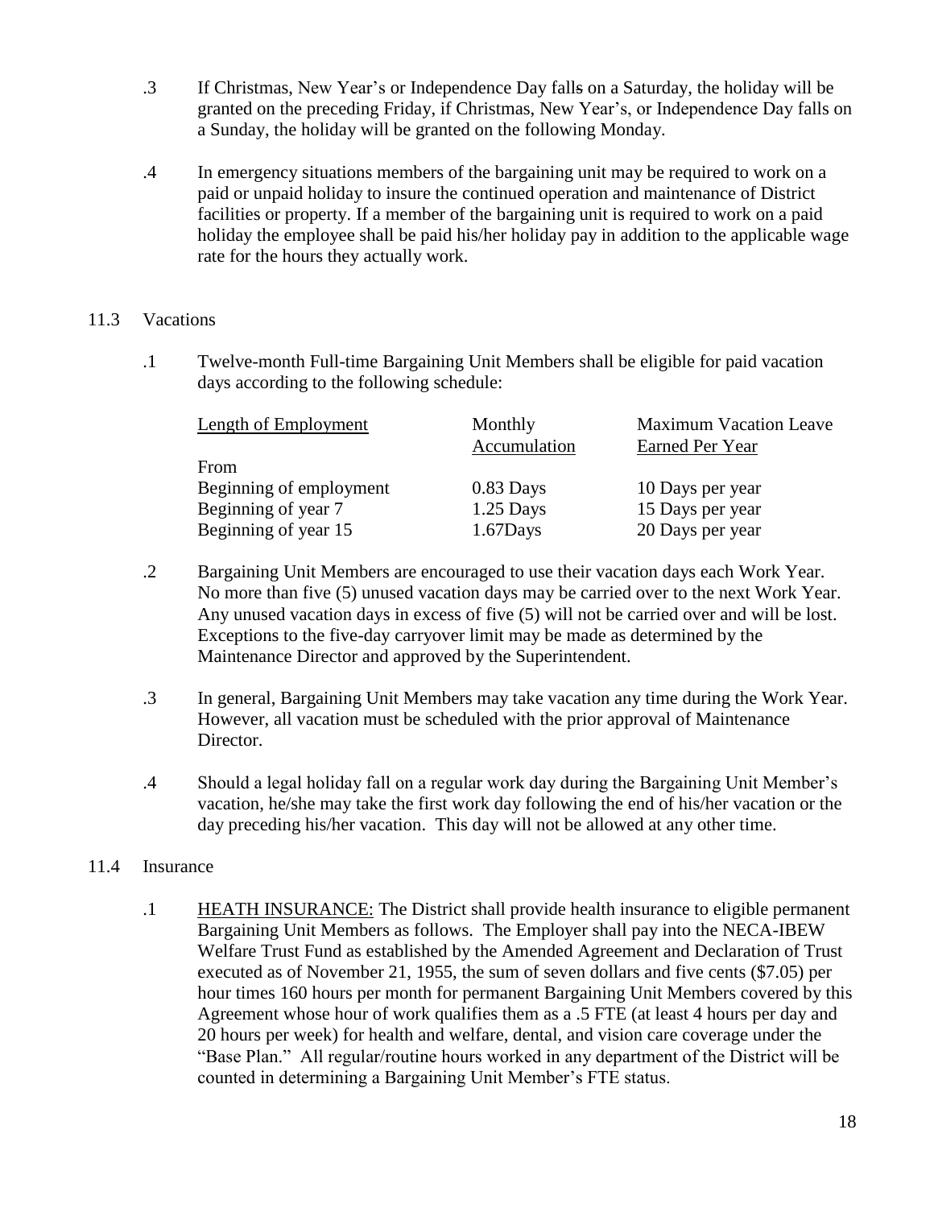.3 If Christmas, New Year's or Independence Day falls on a Saturday, the holiday will be granted on the preceding Friday, if Christmas, New Year's, or Independence Day falls on a Sunday, the holiday will be granted on the following Monday.

.4 In emergency situations members of the bargaining unit may be required to work on a paid or unpaid holiday to insure the continued operation and maintenance of District facilities or property. If a member of the bargaining unit is required to work on a paid holiday the employee shall be paid his/her holiday pay in addition to the applicable wage rate for the hours they actually work.

11.3 Vacations

.1 Twelve-month Full-time Bargaining Unit Members shall be eligible for paid vacation days according to the following schedule:

| Length of Employment | Monthly Accumulation | Maximum Vacation Leave Earned Per Year |
|---|---|---|
| From | | |
| Beginning of employment | 0.83 Days | 10 Days per year |
| Beginning of year 7 | 1.25 Days | 15 Days per year |
| Beginning of year 15 | 1.67Days | 20 Days per year |

.2 Bargaining Unit Members are encouraged to use their vacation days each Work Year. No more than five (5) unused vacation days may be carried over to the next Work Year. Any unused vacation days in excess of five (5) will not be carried over and will be lost. Exceptions to the five-day carryover limit may be made as determined by the Maintenance Director and approved by the Superintendent.

.3 In general, Bargaining Unit Members may take vacation any time during the Work Year. However, all vacation must be scheduled with the prior approval of Maintenance Director.

.4 Should a legal holiday fall on a regular work day during the Bargaining Unit Member's vacation, he/she may take the first work day following the end of his/her vacation or the day preceding his/her vacation. This day will not be allowed at any other time.

11.4 Insurance

.1 HEATH INSURANCE: The District shall provide health insurance to eligible permanent Bargaining Unit Members as follows. The Employer shall pay into the NECA-IBEW Welfare Trust Fund as established by the Amended Agreement and Declaration of Trust executed as of November 21, 1955, the sum of seven dollars and five cents ($7.05) per hour times 160 hours per month for permanent Bargaining Unit Members covered by this Agreement whose hour of work qualifies them as a .5 FTE (at least 4 hours per day and 20 hours per week) for health and welfare, dental, and vision care coverage under the "Base Plan." All regular/routine hours worked in any department of the District will be counted in determining a Bargaining Unit Member's FTE status.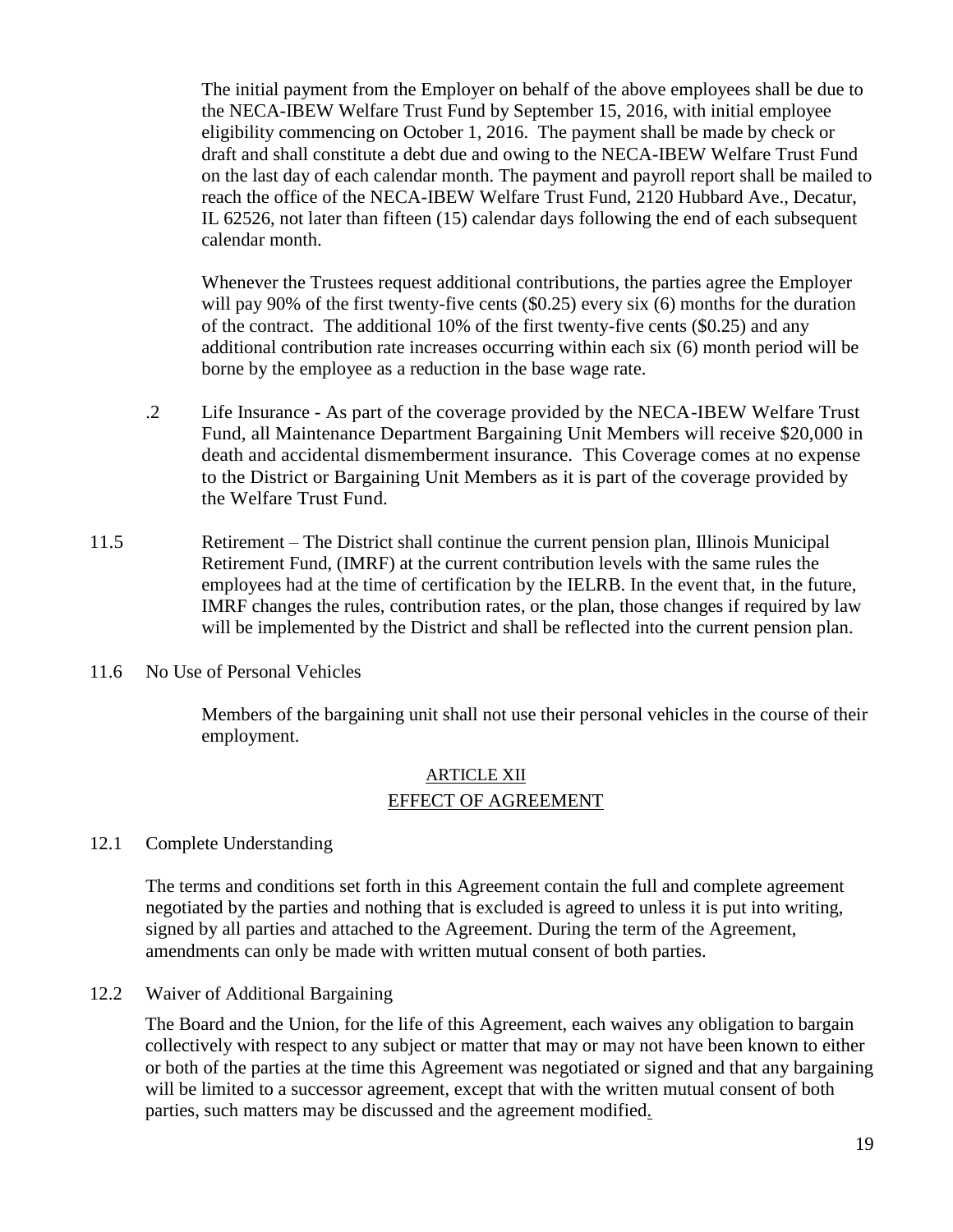The initial payment from the Employer on behalf of the above employees shall be due to the NECA-IBEW Welfare Trust Fund by September 15, 2016, with initial employee eligibility commencing on October 1, 2016. The payment shall be made by check or draft and shall constitute a debt due and owing to the NECA-IBEW Welfare Trust Fund on the last day of each calendar month. The payment and payroll report shall be mailed to reach the office of the NECA-IBEW Welfare Trust Fund, 2120 Hubbard Ave., Decatur, IL 62526, not later than fifteen (15) calendar days following the end of each subsequent calendar month.

Whenever the Trustees request additional contributions, the parties agree the Employer will pay 90% of the first twenty-five cents ($0.25) every six (6) months for the duration of the contract. The additional 10% of the first twenty-five cents ($0.25) and any additional contribution rate increases occurring within each six (6) month period will be borne by the employee as a reduction in the base wage rate.

.2 Life Insurance - As part of the coverage provided by the NECA-IBEW Welfare Trust Fund, all Maintenance Department Bargaining Unit Members will receive $20,000 in death and accidental dismemberment insurance. This Coverage comes at no expense to the District or Bargaining Unit Members as it is part of the coverage provided by the Welfare Trust Fund.

11.5 Retirement – The District shall continue the current pension plan, Illinois Municipal Retirement Fund, (IMRF) at the current contribution levels with the same rules the employees had at the time of certification by the IELRB. In the event that, in the future, IMRF changes the rules, contribution rates, or the plan, those changes if required by law will be implemented by the District and shall be reflected into the current pension plan.

11.6 No Use of Personal Vehicles

Members of the bargaining unit shall not use their personal vehicles in the course of their employment.

## ARTICLE XII
## EFFECT OF AGREEMENT

12.1 Complete Understanding

The terms and conditions set forth in this Agreement contain the full and complete agreement negotiated by the parties and nothing that is excluded is agreed to unless it is put into writing, signed by all parties and attached to the Agreement. During the term of the Agreement, amendments can only be made with written mutual consent of both parties.

12.2 Waiver of Additional Bargaining

The Board and the Union, for the life of this Agreement, each waives any obligation to bargain collectively with respect to any subject or matter that may or may not have been known to either or both of the parties at the time this Agreement was negotiated or signed and that any bargaining will be limited to a successor agreement, except that with the written mutual consent of both parties, such matters may be discussed and the agreement modified.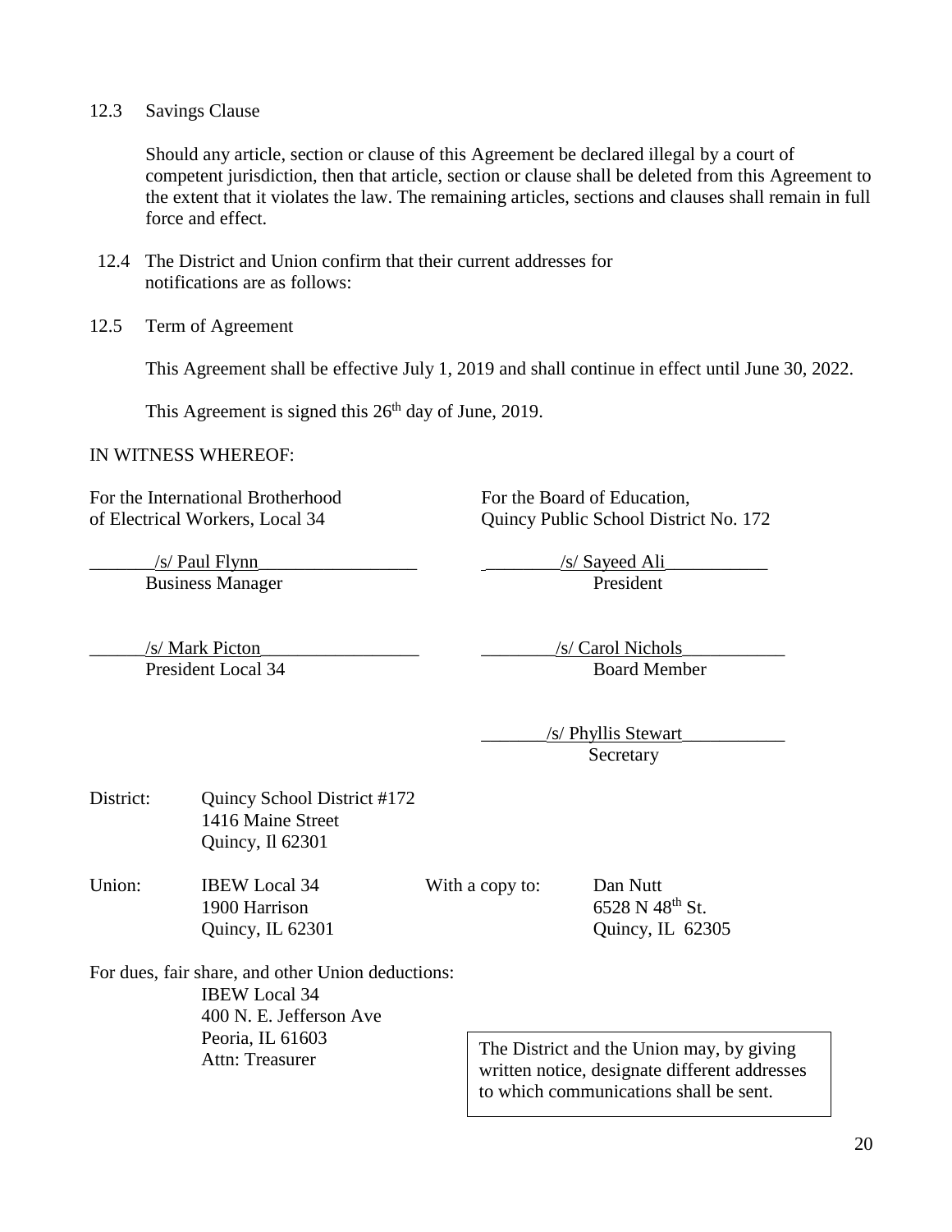12.3 Savings Clause

Should any article, section or clause of this Agreement be declared illegal by a court of competent jurisdiction, then that article, section or clause shall be deleted from this Agreement to the extent that it violates the law. The remaining articles, sections and clauses shall remain in full force and effect.

12.4 The District and Union confirm that their current addresses for notifications are as follows:

12.5 Term of Agreement

This Agreement shall be effective July 1, 2019 and shall continue in effect until June 30, 2022.

This Agreement is signed this 26th day of June, 2019.

IN WITNESS WHEREOF:

| For the International Brotherhood of Electrical Workers, Local 34 | For the Board of Education, Quincy Public School District No. 172 |
|---|---|
| /s/ Paul Flynn<br>Business Manager | /s/ Sayeed Ali<br>President |
| /s/ Mark Picton<br>President Local 34 | /s/ Carol Nichols<br>Board Member |
| | /s/ Phyllis Stewart<br>Secretary |

District: Quincy School District #172
1416 Maine Street
Quincy, Il 62301

Union: IBEW Local 34
1900 Harrison
Quincy, IL 62301

With a copy to: Dan Nutt
6528 N 48th St.
Quincy, IL 62305

For dues, fair share, and other Union deductions:
IBEW Local 34
400 N. E. Jefferson Ave
Peoria, IL 61603
Attn: Treasurer

The District and the Union may, by giving written notice, designate different addresses to which communications shall be sent.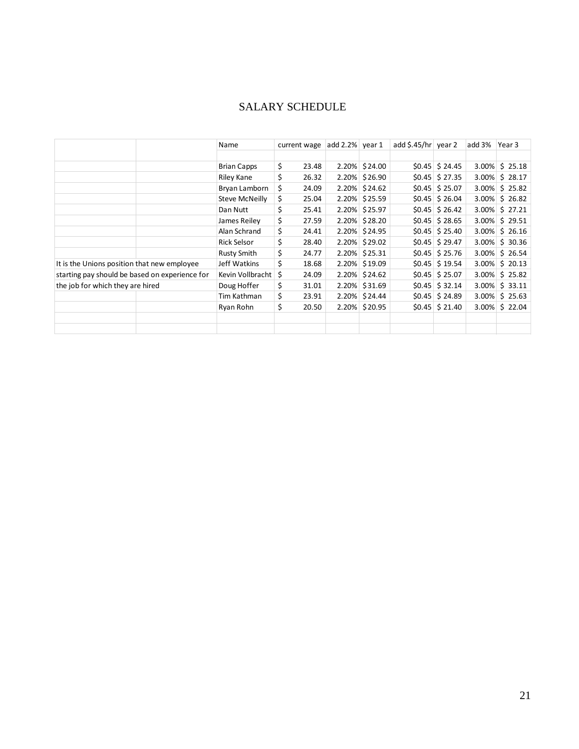# SALARY SCHEDULE

| | Name | current wage | add 2.2% | year 1 | add $.45/hr | year 2 | add 3% | Year 3 |
|---|---|---|---|---|---|---|---|---|
| | | | | | | | | |
| | Brian Capps | $ 23.48 | 2.20% | $24.00 | $0.45 | $ 24.45 | 3.00% | $ 25.18 |
| | Riley Kane | $ 26.32 | 2.20% | $26.90 | $0.45 | $ 27.35 | 3.00% | $ 28.17 |
| | Bryan Lamborn | $ 24.09 | 2.20% | $24.62 | $0.45 | $ 25.07 | 3.00% | $ 25.82 |
| | Steve McNeilly | $ 25.04 | 2.20% | $25.59 | $0.45 | $ 26.04 | 3.00% | $ 26.82 |
| | Dan Nutt | $ 25.41 | 2.20% | $25.97 | $0.45 | $ 26.42 | 3.00% | $ 27.21 |
| | James Reiley | $ 27.59 | 2.20% | $28.20 | $0.45 | $ 28.65 | 3.00% | $ 29.51 |
| | Alan Schrand | $ 24.41 | 2.20% | $24.95 | $0.45 | $ 25.40 | 3.00% | $ 26.16 |
| | Rick Selsor | $ 28.40 | 2.20% | $29.02 | $0.45 | $ 29.47 | 3.00% | $ 30.36 |
| | Rusty Smith | $ 24.77 | 2.20% | $25.31 | $0.45 | $ 25.76 | 3.00% | $ 26.54 |
| It is the Unions position that new employee | Jeff Watkins | $ 18.68 | 2.20% | $19.09 | $0.45 | $ 19.54 | 3.00% | $ 20.13 |
| starting pay should be based on experience for | Kevin Vollbracht | $ 24.09 | 2.20% | $24.62 | $0.45 | $ 25.07 | 3.00% | $ 25.82 |
| the job for which they are hired | Doug Hoffer | $ 31.01 | 2.20% | $31.69 | $0.45 | $ 32.14 | 3.00% | $ 33.11 |
| | Tim Kathman | $ 23.91 | 2.20% | $24.44 | $0.45 | $ 24.89 | 3.00% | $ 25.63 |
| | Ryan Rohn | $ 20.50 | 2.20% | $20.95 | $0.45 | $ 21.40 | 3.00% | $ 22.04 |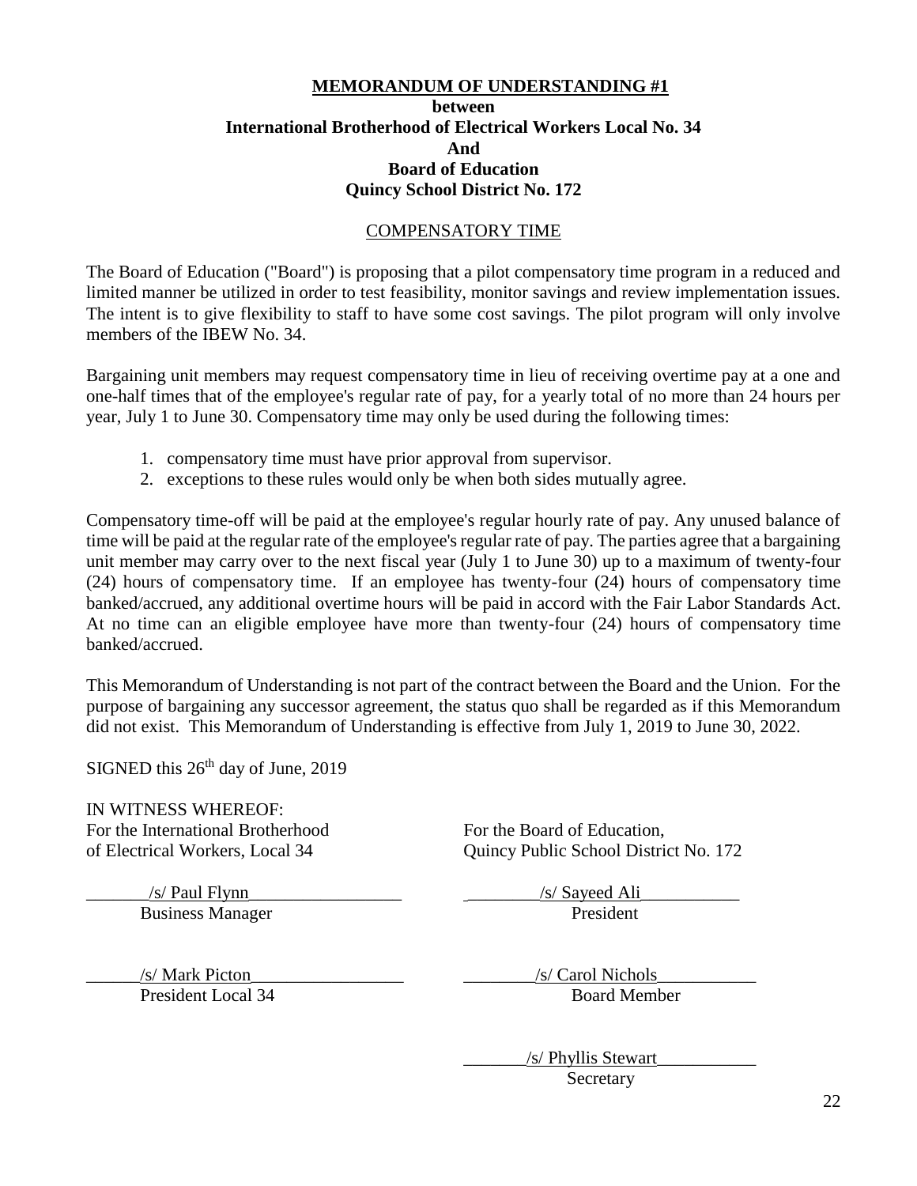# MEMORANDUM OF UNDERSTANDING #1

**between**
**International Brotherhood of Electrical Workers Local No. 34**
**And**
**Board of Education**
**Quincy School District No. 172**

## COMPENSATORY TIME

The Board of Education ("Board") is proposing that a pilot compensatory time program in a reduced and limited manner be utilized in order to test feasibility, monitor savings and review implementation issues. The intent is to give flexibility to staff to have some cost savings. The pilot program will only involve members of the IBEW No. 34.

Bargaining unit members may request compensatory time in lieu of receiving overtime pay at a one and one-half times that of the employee's regular rate of pay, for a yearly total of no more than 24 hours per year, July 1 to June 30. Compensatory time may only be used during the following times:

1. compensatory time must have prior approval from supervisor.
2. exceptions to these rules would only be when both sides mutually agree.

Compensatory time-off will be paid at the employee's regular hourly rate of pay. Any unused balance of time will be paid at the regular rate of the employee's regular rate of pay. The parties agree that a bargaining unit member may carry over to the next fiscal year (July 1 to June 30) up to a maximum of twenty-four (24) hours of compensatory time. If an employee has twenty-four (24) hours of compensatory time banked/accrued, any additional overtime hours will be paid in accord with the Fair Labor Standards Act. At no time can an eligible employee have more than twenty-four (24) hours of compensatory time banked/accrued.

This Memorandum of Understanding is not part of the contract between the Board and the Union. For the purpose of bargaining any successor agreement, the status quo shall be regarded as if this Memorandum did not exist. This Memorandum of Understanding is effective from July 1, 2019 to June 30, 2022.

SIGNED this 26th day of June, 2019

IN WITNESS WHEREOF:

For the International Brotherhood of Electrical Workers, Local 34

/s/ Paul Flynn
Business Manager

/s/ Mark Picton
President Local 34

For the Board of Education, Quincy Public School District No. 172

/s/ Sayeed Ali
President

/s/ Carol Nichols
Board Member

/s/ Phyllis Stewart
Secretary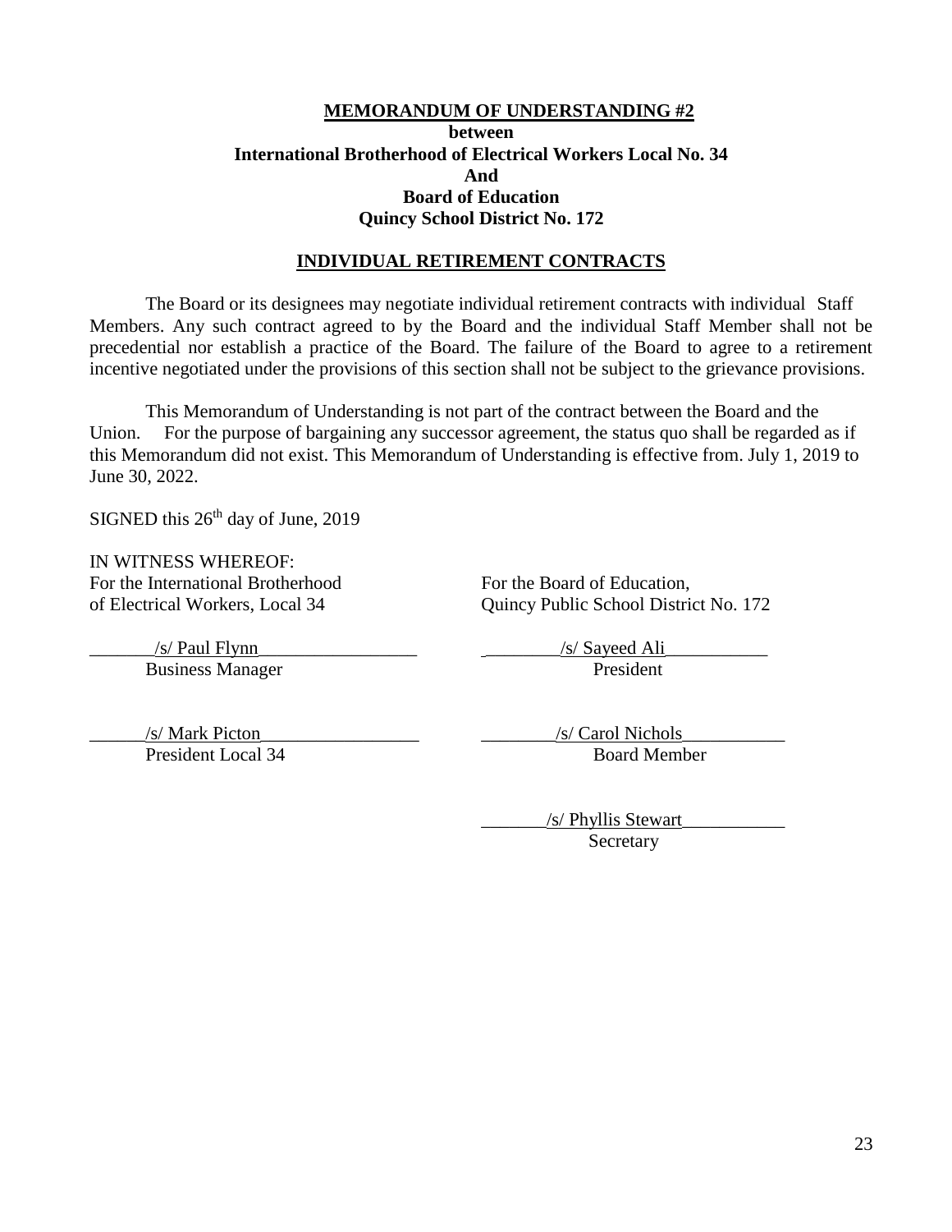**MEMORANDUM OF UNDERSTANDING #2**
**between**
**International Brotherhood of Electrical Workers Local No. 34**
**And**
**Board of Education**
**Quincy School District No. 172**

**INDIVIDUAL RETIREMENT CONTRACTS**

The Board or its designees may negotiate individual retirement contracts with individual Staff Members. Any such contract agreed to by the Board and the individual Staff Member shall not be precedential nor establish a practice of the Board. The failure of the Board to agree to a retirement incentive negotiated under the provisions of this section shall not be subject to the grievance provisions.

This Memorandum of Understanding is not part of the contract between the Board and the Union. For the purpose of bargaining any successor agreement, the status quo shall be regarded as if this Memorandum did not exist. This Memorandum of Understanding is effective from. July 1, 2019 to June 30, 2022.

SIGNED this 26th day of June, 2019

IN WITNESS WHEREOF:

For the International Brotherhood of Electrical Workers, Local 34

/s/ Paul Flynn
Business Manager

/s/ Mark Picton
President Local 34

For the Board of Education, Quincy Public School District No. 172

/s/ Sayeed Ali
President

/s/ Carol Nichols
Board Member

/s/ Phyllis Stewart
Secretary